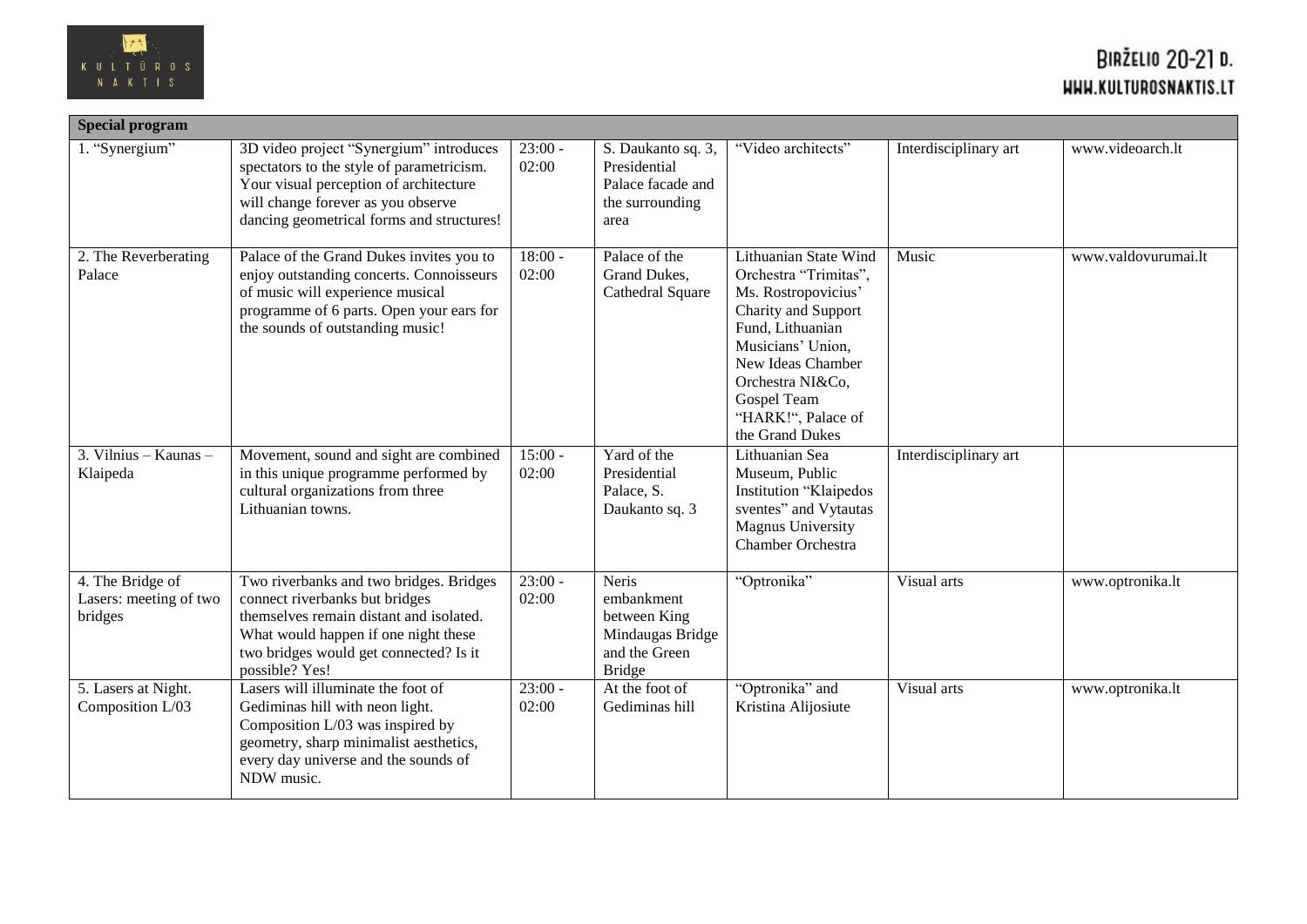| Special program | | | | | | |
|---|---|---|---|---|---|---|
| 1. "Synergium" | 3D video project "Synergium" introduces spectators to the style of parametricism. Your visual perception of architecture will change forever as you observe dancing geometrical forms and structures! | 23:00 - 02:00 | S. Daukanto sq. 3, Presidential Palace facade and the surrounding area | "Video architects" | Interdisciplinary art | www.videoarch.lt |
| 2. The Reverberating Palace | Palace of the Grand Dukes invites you to enjoy outstanding concerts. Connoisseurs of music will experience musical programme of 6 parts. Open your ears for the sounds of outstanding music! | 18:00 - 02:00 | Palace of the Grand Dukes, Cathedral Square | Lithuanian State Wind Orchestra "Trimitas", Ms. Rostropovicius' Charity and Support Fund, Lithuanian Musicians' Union, New Ideas Chamber Orchestra NI&Co, Gospel Team "HARK!", Palace of the Grand Dukes | Music | www.valdovurumai.lt |
| 3. Vilnius – Kaunas – Klaipeda | Movement, sound and sight are combined in this unique programme performed by cultural organizations from three Lithuanian towns. | 15:00 - 02:00 | Yard of the Presidential Palace, S. Daukanto sq. 3 | Lithuanian Sea Museum, Public Institution "Klaipedos sventes" and Vytautas Magnus University Chamber Orchestra | Interdisciplinary art | |
| 4. The Bridge of Lasers: meeting of two bridges | Two riverbanks and two bridges. Bridges connect riverbanks but bridges themselves remain distant and isolated. What would happen if one night these two bridges would get connected? Is it possible? Yes! | 23:00 - 02:00 | Neris embankment between King Mindaugas Bridge and the Green Bridge | "Optronika" | Visual arts | www.optronika.lt |
| 5. Lasers at Night. Composition L/03 | Lasers will illuminate the foot of Gediminas hill with neon light. Composition L/03 was inspired by geometry, sharp minimalist aesthetics, every day universe and the sounds of NDW music. | 23:00 - 02:00 | At the foot of Gediminas hill | "Optronika" and Kristina Alijosiute | Visual arts | www.optronika.lt |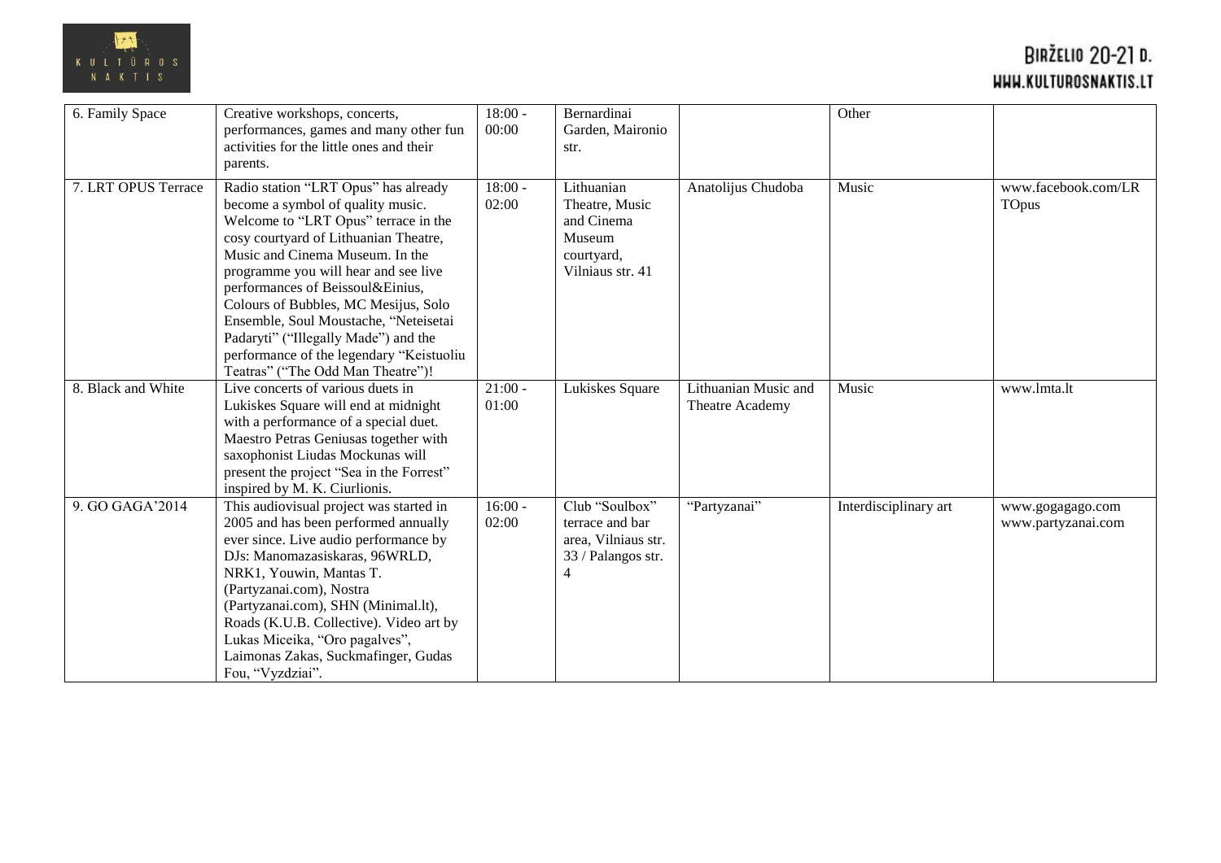| 6. Family Space | Creative workshops, concerts, performances, games and many other fun activities for the little ones and their parents. | 18:00 - 00:00 | Bernardinai Garden, Maironio str. | | Other | |
|---|---|---|---|---|---|---|
| 7. LRT OPUS Terrace | Radio station “LRT Opus” has already become a symbol of quality music. Welcome to “LRT Opus” terrace in the cosy courtyard of Lithuanian Theatre, Music and Cinema Museum. In the programme you will hear and see live performances of Beissoul&Einius, Colours of Bubbles, MC Mesijus, Solo Ensemble, Soul Moustache, “Neteisetai Padaryti” (“Illegally Made”) and the performance of the legendary “Keistuoliu Teatras” (“The Odd Man Theatre”)! | 18:00 - 02:00 | Lithuanian Theatre, Music and Cinema Museum courtyard, Vilniaus str. 41 | Anatolijus Chudoba | Music | www.facebook.com/LRTOpus |
| 8. Black and White | Live concerts of various duets in Lukiskes Square will end at midnight with a performance of a special duet. Maestro Petras Geniusas together with saxophonist Liudas Mockunas will present the project “Sea in the Forrest” inspired by M. K. Ciurlionis. | 21:00 - 01:00 | Lukiskes Square | Lithuanian Music and Theatre Academy | Music | www.lmta.lt |
| 9. GO GAGA’2014 | This audiovisual project was started in 2005 and has been performed annually ever since. Live audio performance by DJs: Manomazasiskaras, 96WRLD, NRK1, Youwin, Mantas T. (Partyzanai.com), Nostra (Partyzanai.com), SHN (Minimal.lt), Roads (K.U.B. Collective). Video art by Lukas Miceika, “Oro pagalves”, Laimonas Zakas, Suckmafinger, Gudas Fou, “Vyzdziai”. | 16:00 - 02:00 | Club “Soulbox” terrace and bar area, Vilniaus str. 33 / Palangos str. 4 | “Partyzanai” | Interdisciplinary art | www.gogagago.com www.partyzanai.com |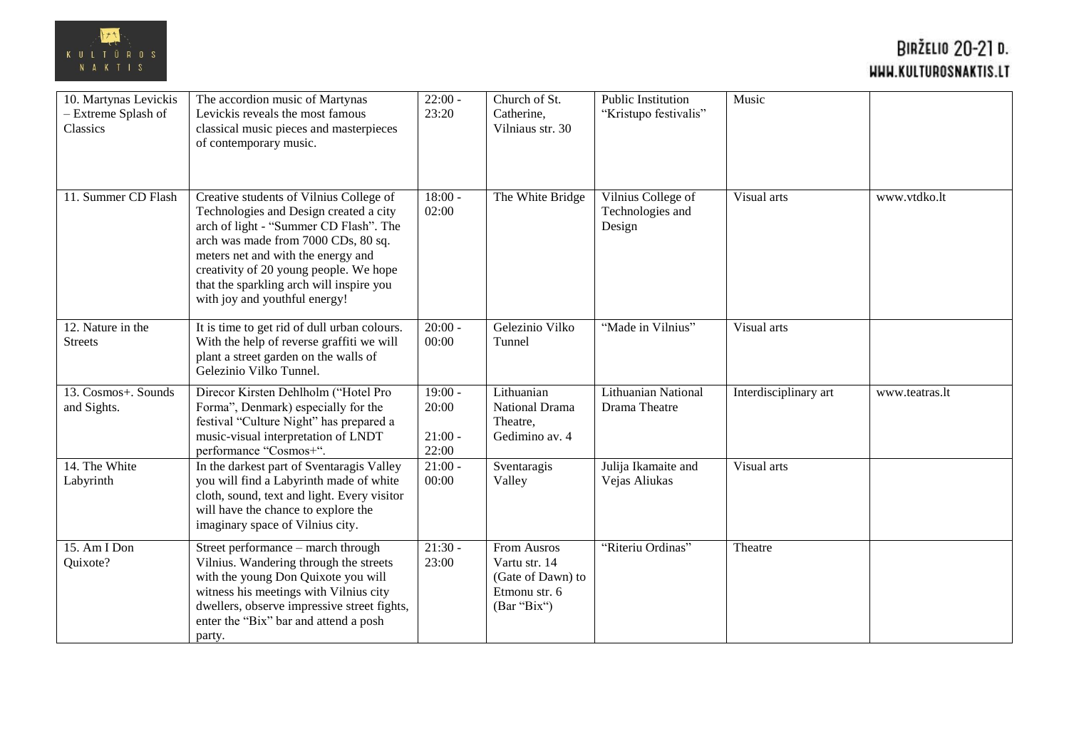| 10. Martynas Levickis – Extreme Splash of Classics | The accordion music of Martynas Levickis reveals the most famous classical music pieces and masterpieces of contemporary music. | 22:00 - 23:20 | Church of St. Catherine, Vilniaus str. 30 | Public Institution "Kristupo festivalis" | Music | |
|---|---|---|---|---|---|---|
| 11. Summer CD Flash | Creative students of Vilnius College of Technologies and Design created a city arch of light - "Summer CD Flash". The arch was made from 7000 CDs, 80 sq. meters net and with the energy and creativity of 20 young people. We hope that the sparkling arch will inspire you with joy and youthful energy! | 18:00 - 02:00 | The White Bridge | Vilnius College of Technologies and Design | Visual arts | www.vtdko.lt |
| 12. Nature in the Streets | It is time to get rid of dull urban colours. With the help of reverse graffiti we will plant a street garden on the walls of Gelezinio Vilko Tunnel. | 20:00 - 00:00 | Gelezinio Vilko Tunnel | "Made in Vilnius" | Visual arts | |
| 13. Cosmos+. Sounds and Sights. | Direcor Kirsten Dehlholm ("Hotel Pro Forma", Denmark) especially for the festival "Culture Night" has prepared a music-visual interpretation of LNDT performance "Cosmos+". | 19:00 - 20:00<br><br>21:00 - 22:00 | Lithuanian National Drama Theatre, Gedimino av. 4 | Lithuanian National Drama Theatre | Interdisciplinary art | www.teatras.lt |
| 14. The White Labyrinth | In the darkest part of Sventaragis Valley you will find a Labyrinth made of white cloth, sound, text and light. Every visitor will have the chance to explore the imaginary space of Vilnius city. | 21:00 - 00:00 | Sventaragis Valley | Julija Ikamaite and Vejas Aliukas | Visual arts | |
| 15. Am I Don Quixote? | Street performance – march through Vilnius. Wandering through the streets with the young Don Quixote you will witness his meetings with Vilnius city dwellers, observe impressive street fights, enter the "Bix" bar and attend a posh party. | 21:30 - 23:00 | From Ausros Vartu str. 14 (Gate of Dawn) to Etmonu str. 6 (Bar "Bix") | "Riteriu Ordinas" | Theatre | |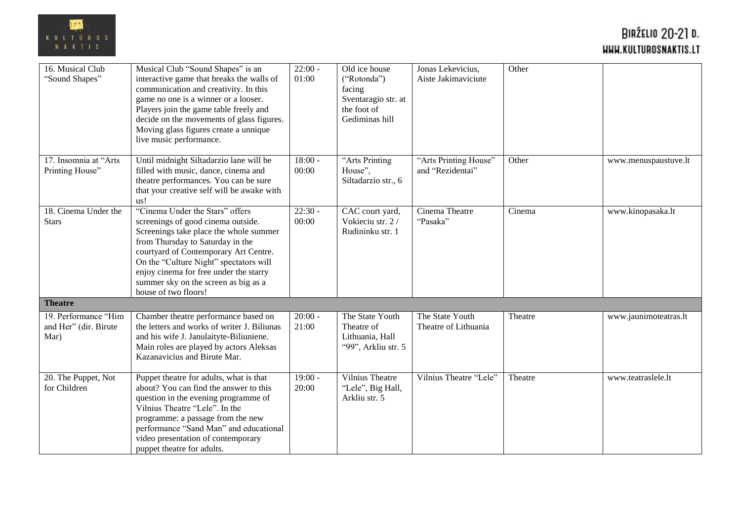| | | | | | | |
|---|---|---|---|---|---|---|
| 16. Musical Club "Sound Shapes" | Musical Club "Sound Shapes" is an interactive game that breaks the walls of communication and creativity. In this game no one is a winner or a looser. Players join the game table freely and decide on the movements of glass figures. Moving glass figures create a unnique live music performance. | 22:00 - 01:00 | Old ice house ("Rotonda") facing Sventaragio str. at the foot of Gediminas hill | Jonas Lekevicius, Aiste Jakimaviciute | Other | |
| 17. Insomnia at "Arts Printing House" | Until midnight Siltadarzio lane will be filled with music, dance, cinema and theatre performances. You can be sure that your creative self will be awake with us! | 18:00 - 00:00 | "Arts Printing House", Siltadarzio str., 6 | "Arts Printing House" and "Rezidentai" | Other | www.menuspaustuve.lt |
| 18. Cinema Under the Stars | "Cinema Under the Stars" offers screenings of good cinema outside. Screenings take place the whole summer from Thursday to Saturday in the courtyard of Contemporary Art Centre. On the "Culture Night" spectators will enjoy cinema for free under the starry summer sky on the screen as big as a house of two floors! | 22:30 - 00:00 | CAC court yard, Vokieciu str. 2 / Rudininku str. 1 | Cinema Theatre "Pasaka" | Cinema | www.kinopasaka.lt |
| **Theatre** | | | | | | |
| 19. Performance "Him and Her" (dir. Birute Mar) | Chamber theatre performance based on the letters and works of writer J. Biliunas and his wife J. Janulaityte-Biliuniene. Main roles are played by actors Aleksas Kazanavicius and Birute Mar. | 20:00 - 21:00 | The State Youth Theatre of Lithuania, Hall "99", Arkliu str. 5 | The State Youth Theatre of Lithuania | Theatre | www.jaunimoteatras.lt |
| 20. The Puppet, Not for Children | Puppet theatre for adults, what is that about? You can find the answer to this question in the evening programme of Vilnius Theatre "Lele". In the programme: a passage from the new performance "Sand Man" and educational video presentation of contemporary puppet theatre for adults. | 19:00 - 20:00 | Vilnius Theatre "Lele", Big Hall, Arkliu str. 5 | Vilnius Theatre "Lele" | Theatre | www.teatraslele.lt |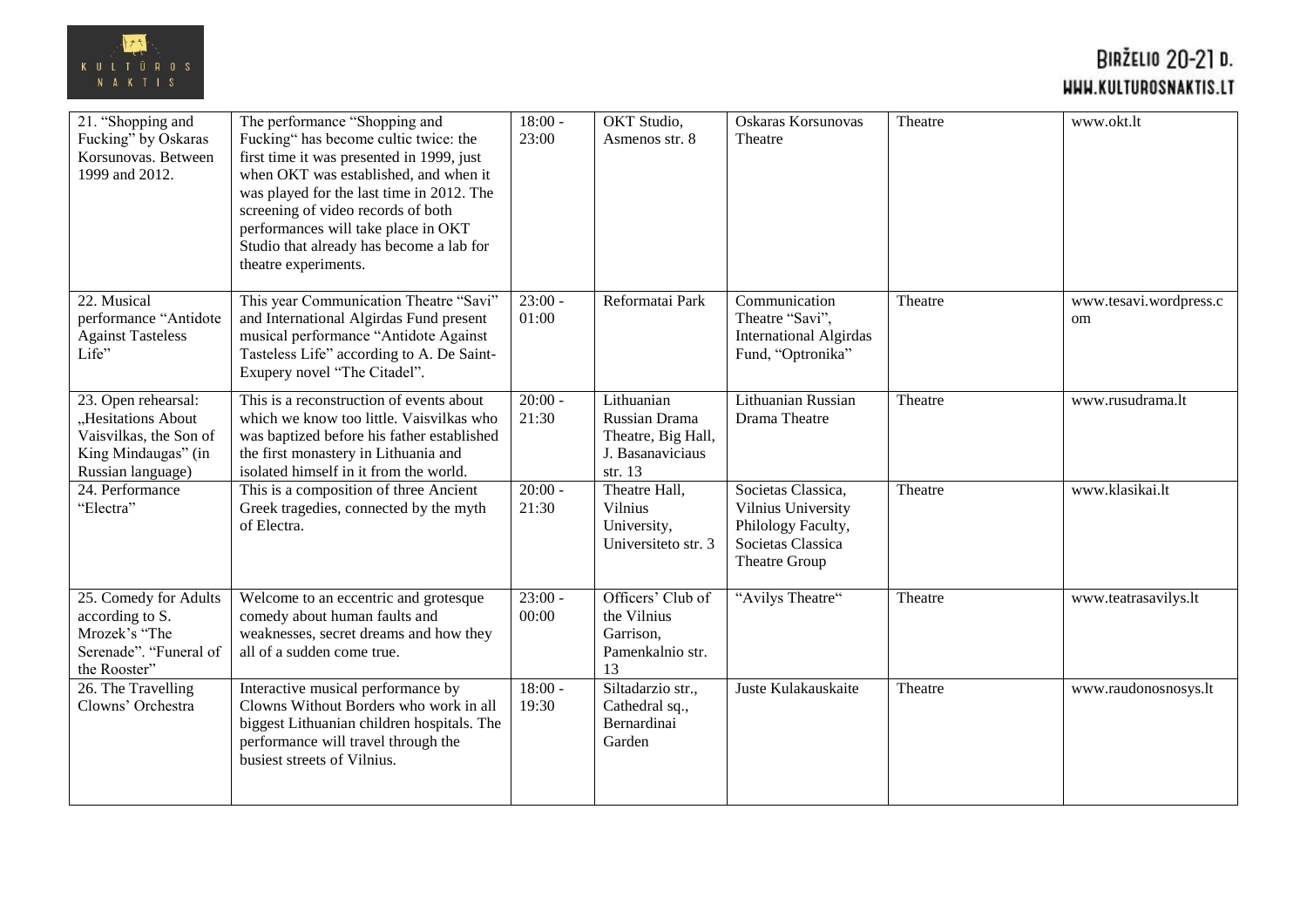| 21. "Shopping and Fucking" by Oskaras Korsunovas. Between 1999 and 2012. | The performance "Shopping and Fucking" has become cultic twice: the first time it was presented in 1999, just when OKT was established, and when it was played for the last time in 2012. The screening of video records of both performances will take place in OKT Studio that already has become a lab for theatre experiments. | 18:00 - 23:00 | OKT Studio, Asmenos str. 8 | Oskaras Korsunovas Theatre | Theatre | www.okt.lt |
|---|---|---|---|---|---|---|
| 22. Musical performance "Antidote Against Tasteless Life" | This year Communication Theatre "Savi" and International Algirdas Fund present musical performance "Antidote Against Tasteless Life" according to A. De Saint-Exupery novel "The Citadel". | 23:00 - 01:00 | Reformatai Park | Communication Theatre "Savi", International Algirdas Fund, "Optronika" | Theatre | www.tesavi.wordpress.com |
| 23. Open rehearsal: „Hesitations About Vaisvilkas, the Son of King Mindaugas" (in Russian language) | This is a reconstruction of events about which we know too little. Vaisvilkas who was baptized before his father established the first monastery in Lithuania and isolated himself in it from the world. | 20:00 - 21:30 | Lithuanian Russian Drama Theatre, Big Hall, J. Basanaviciaus str. 13 | Lithuanian Russian Drama Theatre | Theatre | www.rusudrama.lt |
| 24. Performance "Electra" | This is a composition of three Ancient Greek tragedies, connected by the myth of Electra. | 20:00 - 21:30 | Theatre Hall, Vilnius University, Universiteto str. 3 | Societas Classica, Vilnius University Philology Faculty, Societas Classica Theatre Group | Theatre | www.klasikai.lt |
| 25. Comedy for Adults according to S. Mrozek's "The Serenade". "Funeral of the Rooster" | Welcome to an eccentric and grotesque comedy about human faults and weaknesses, secret dreams and how they all of a sudden come true. | 23:00 - 00:00 | Officers' Club of the Vilnius Garrison, Pamenkalnio str. 13 | "Avilys Theatre" | Theatre | www.teatrasavilys.lt |
| 26. The Travelling Clowns' Orchestra | Interactive musical performance by Clowns Without Borders who work in all biggest Lithuanian children hospitals. The performance will travel through the busiest streets of Vilnius. | 18:00 - 19:30 | Siltadarzio str., Cathedral sq., Bernardinai Garden | Juste Kulakauskaite | Theatre | www.raudonosnosys.lt |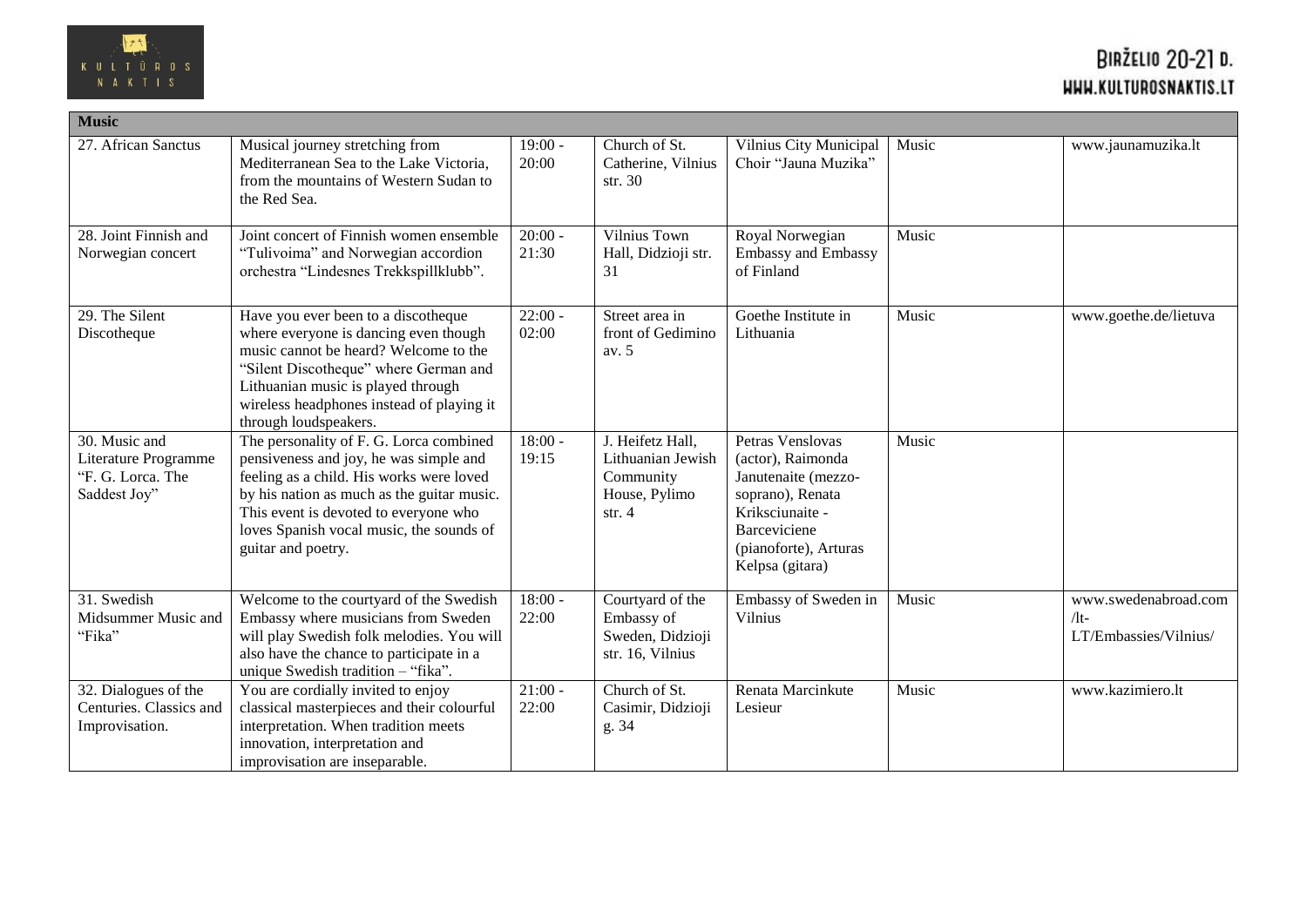| Music | | | | | | |
|---|---|---|---|---|---|---|
| 27. African Sanctus | Musical journey stretching from Mediterranean Sea to the Lake Victoria, from the mountains of Western Sudan to the Red Sea. | 19:00 - 20:00 | Church of St. Catherine, Vilnius str. 30 | Vilnius City Municipal Choir "Jauna Muzika" | Music | www.jaunamuzika.lt |
| 28. Joint Finnish and Norwegian concert | Joint concert of Finnish women ensemble "Tulivoima" and Norwegian accordion orchestra "Lindesnes Trekkspillklubb". | 20:00 - 21:30 | Vilnius Town Hall, Didzioji str. 31 | Royal Norwegian Embassy and Embassy of Finland | Music | |
| 29. The Silent Discotheque | Have you ever been to a discotheque where everyone is dancing even though music cannot be heard? Welcome to the "Silent Discotheque" where German and Lithuanian music is played through wireless headphones instead of playing it through loudspeakers. | 22:00 - 02:00 | Street area in front of Gedimino av. 5 | Goethe Institute in Lithuania | Music | www.goethe.de/lietuva |
| 30. Music and Literature Programme "F. G. Lorca. The Saddest Joy" | The personality of F. G. Lorca combined pensiveness and joy, he was simple and feeling as a child. His works were loved by his nation as much as the guitar music. This event is devoted to everyone who loves Spanish vocal music, the sounds of guitar and poetry. | 18:00 - 19:15 | J. Heifetz Hall, Lithuanian Jewish Community House, Pylimo str. 4 | Petras Venslovas (actor), Raimonda Janutenaite (mezzo-soprano), Renata Kriksciunaite - Barceviciene (pianoforte), Arturas Kelpsa (gitara) | Music | |
| 31. Swedish Midsummer Music and "Fika" | Welcome to the courtyard of the Swedish Embassy where musicians from Sweden will play Swedish folk melodies. You will also have the chance to participate in a unique Swedish tradition – "fika". | 18:00 - 22:00 | Courtyard of the Embassy of Sweden, Didzioji str. 16, Vilnius | Embassy of Sweden in Vilnius | Music | www.swedenabroad.com/lt-LT/Embassies/Vilnius/ |
| 32. Dialogues of the Centuries. Classics and Improvisation. | You are cordially invited to enjoy classical masterpieces and their colourful interpretation. When tradition meets innovation, interpretation and improvisation are inseparable. | 21:00 - 22:00 | Church of St. Casimir, Didzioji g. 34 | Renata Marcinkute Lesieur | Music | www.kazimiero.lt |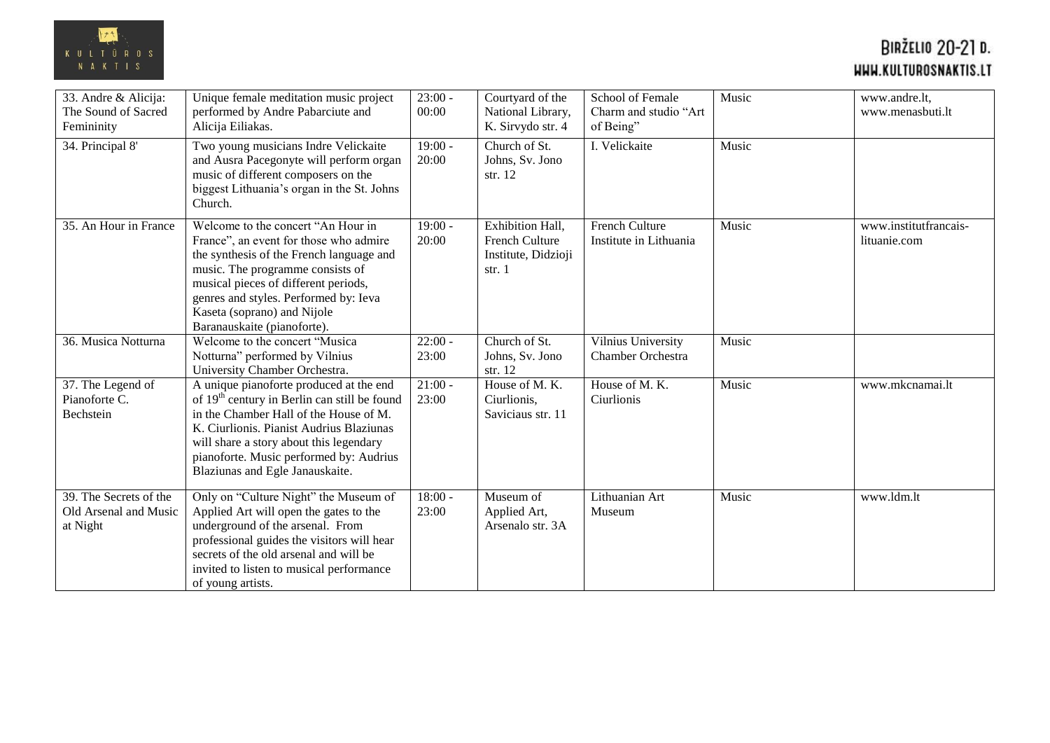| 33. Andre & Alicija: The Sound of Sacred Femininity | Unique female meditation music project performed by Andre Pabarciute and Alicija Eiliakas. | 23:00 - 00:00 | Courtyard of the National Library, K. Sirvydo str. 4 | School of Female Charm and studio "Art of Being" | Music | www.andre.lt, www.menasbuti.lt |
|---|---|---|---|---|---|---|
| 34. Principal 8' | Two young musicians Indre Velickaite and Ausra Pacegonyte will perform organ music of different composers on the biggest Lithuania's organ in the St. Johns Church. | 19:00 - 20:00 | Church of St. Johns, Sv. Jono str. 12 | I. Velickaite | Music | |
| 35. An Hour in France | Welcome to the concert "An Hour in France", an event for those who admire the synthesis of the French language and music. The programme consists of musical pieces of different periods, genres and styles. Performed by: Ieva Kaseta (soprano) and Nijole Baranauskaite (pianoforte). | 19:00 - 20:00 | Exhibition Hall, French Culture Institute, Didzioji str. 1 | French Culture Institute in Lithuania | Music | www.institutfrancais-lituanie.com |
| 36. Musica Notturna | Welcome to the concert "Musica Notturna" performed by Vilnius University Chamber Orchestra. | 22:00 - 23:00 | Church of St. Johns, Sv. Jono str. 12 | Vilnius University Chamber Orchestra | Music | |
| 37. The Legend of Pianoforte C. Bechstein | A unique pianoforte produced at the end of 19th century in Berlin can still be found in the Chamber Hall of the House of M. K. Ciurlionis. Pianist Audrius Blaziunas will share a story about this legendary pianoforte. Music performed by: Audrius Blaziunas and Egle Janauskaite. | 21:00 - 23:00 | House of M. K. Ciurlionis, Saviciaus str. 11 | House of M. K. Ciurlionis | Music | www.mkcnamai.lt |
| 39. The Secrets of the Old Arsenal and Music at Night | Only on "Culture Night" the Museum of Applied Art will open the gates to the underground of the arsenal. From professional guides the visitors will hear secrets of the old arsenal and will be invited to listen to musical performance of young artists. | 18:00 - 23:00 | Museum of Applied Art, Arsenalo str. 3A | Lithuanian Art Museum | Music | www.ldm.lt |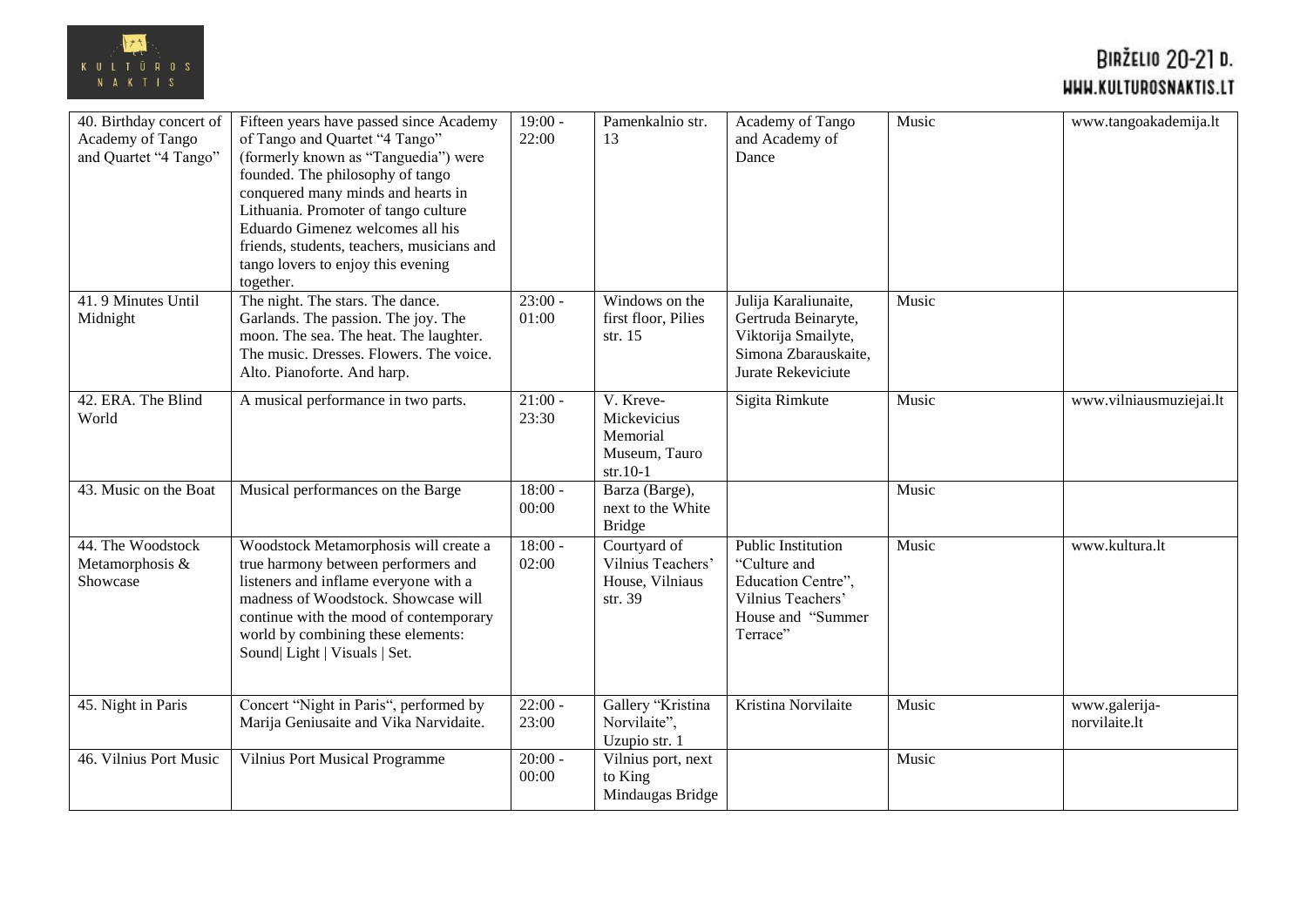| 40. Birthday concert of Academy of Tango and Quartet "4 Tango" | Fifteen years have passed since Academy of Tango and Quartet "4 Tango" (formerly known as "Tanguedia") were founded. The philosophy of tango conquered many minds and hearts in Lithuania. Promoter of tango culture Eduardo Gimenez welcomes all his friends, students, teachers, musicians and tango lovers to enjoy this evening together. | 19:00 - 22:00 | Pamenkalnio str. 13 | Academy of Tango and Academy of Dance | Music | www.tangoakademija.lt |
|---|---|---|---|---|---|---|
| 41. 9 Minutes Until Midnight | The night. The stars. The dance. Garlands. The passion. The joy. The moon. The sea. The heat. The laughter. The music. Dresses. Flowers. The voice. Alto. Pianoforte. And harp. | 23:00 - 01:00 | Windows on the first floor, Pilies str. 15 | Julija Karaliunaite, Gertruda Beinaryte, Viktorija Smailyte, Simona Zbarauskaite, Jurate Rekeviciute | Music | |
| 42. ERA. The Blind World | A musical performance in two parts. | 21:00 - 23:30 | V. Kreve-Mickevicius Memorial Museum, Tauro str.10-1 | Sigita Rimkute | Music | www.vilniausmuziejai.lt |
| 43. Music on the Boat | Musical performances on the Barge | 18:00 - 00:00 | Barza (Barge), next to the White Bridge | | Music | |
| 44. The Woodstock Metamorphosis & Showcase | Woodstock Metamorphosis will create a true harmony between performers and listeners and inflame everyone with a madness of Woodstock. Showcase will continue with the mood of contemporary world by combining these elements: Sound\| Light \| Visuals \| Set. | 18:00 - 02:00 | Courtyard of Vilnius Teachers' House, Vilniaus str. 39 | Public Institution "Culture and Education Centre", Vilnius Teachers' House and "Summer Terrace" | Music | www.kultura.lt |
| 45. Night in Paris | Concert "Night in Paris", performed by Marija Geniusaite and Vika Narvidaite. | 22:00 - 23:00 | Gallery "Kristina Norvilaite", Uzupio str. 1 | Kristina Norvilaite | Music | www.galerija-norvilaite.lt |
| 46. Vilnius Port Music | Vilnius Port Musical Programme | 20:00 - 00:00 | Vilnius port, next to King Mindaugas Bridge | | Music | |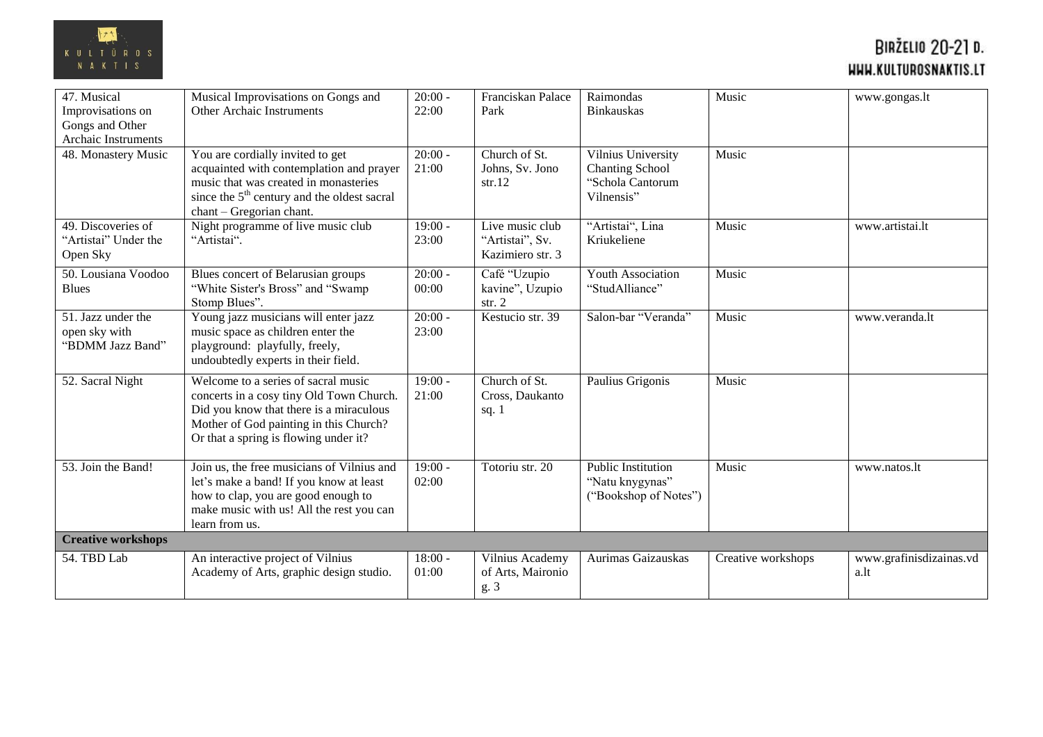| 47. Musical Improvisations on Gongs and Other Archaic Instruments | Musical Improvisations on Gongs and Other Archaic Instruments | 20:00 - 22:00 | Franciskan Palace Park | Raimondas Binkauskas | Music | www.gongas.lt |
|---|---|---|---|---|---|---|
| 48. Monastery Music | You are cordially invited to get acquainted with contemplation and prayer music that was created in monasteries since the 5th century and the oldest sacral chant – Gregorian chant. | 20:00 - 21:00 | Church of St. Johns, Sv. Jono str.12 | Vilnius University Chanting School "Schola Cantorum Vilnensis" | Music | |
| 49. Discoveries of "Artistai" Under the Open Sky | Night programme of live music club "Artistai". | 19:00 - 23:00 | Live music club "Artistai", Sv. Kazimiero str. 3 | "Artistai", Lina Kriukeliene | Music | www.artistai.lt |
| 50. Lousiana Voodoo Blues | Blues concert of Belarusian groups "White Sister's Bross" and "Swamp Stomp Blues". | 20:00 - 00:00 | Café "Uzupio kavine", Uzupio str. 2 | Youth Association "StudAlliance" | Music | |
| 51. Jazz under the open sky with "BDMM Jazz Band" | Young jazz musicians will enter jazz music space as children enter the playground: playfully, freely, undoubtedly experts in their field. | 20:00 - 23:00 | Kestucio str. 39 | Salon-bar "Veranda" | Music | www.veranda.lt |
| 52. Sacral Night | Welcome to a series of sacral music concerts in a cosy tiny Old Town Church. Did you know that there is a miraculous Mother of God painting in this Church? Or that a spring is flowing under it? | 19:00 - 21:00 | Church of St. Cross, Daukanto sq. 1 | Paulius Grigonis | Music | |
| 53. Join the Band! | Join us, the free musicians of Vilnius and let's make a band! If you know at least how to clap, you are good enough to make music with us! All the rest you can learn from us. | 19:00 - 02:00 | Totoriu str. 20 | Public Institution "Natu knygynas" ("Bookshop of Notes") | Music | www.natos.lt |
| **Creative workshops** | | | | | | |
| 54. TBD Lab | An interactive project of Vilnius Academy of Arts, graphic design studio. | 18:00 - 01:00 | Vilnius Academy of Arts, Maironio g. 3 | Aurimas Gaizauskas | Creative workshops | www.grafinisdizainas.vda.lt |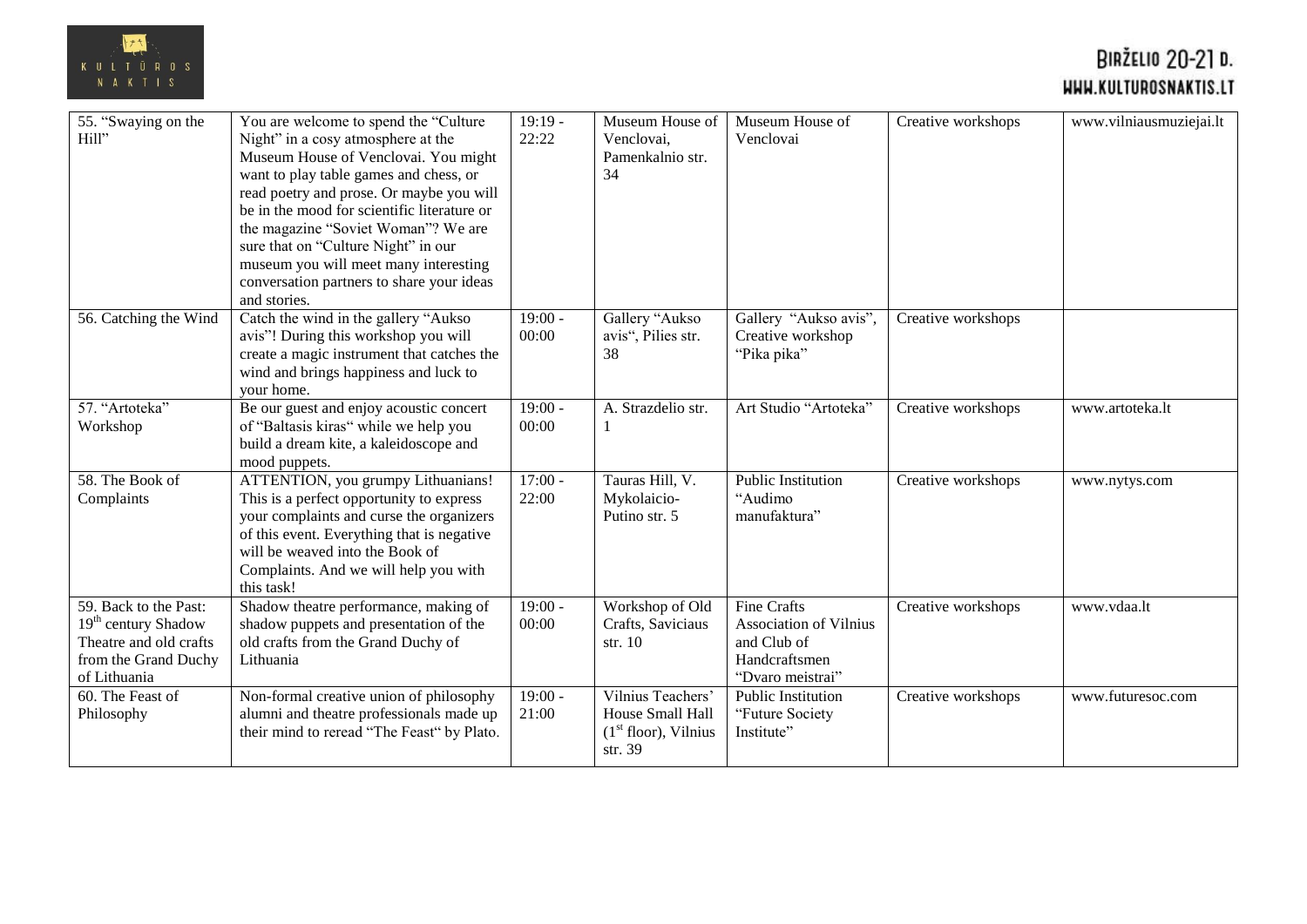| 55. "Swaying on the Hill" | You are welcome to spend the "Culture Night" in a cosy atmosphere at the Museum House of Venclovai. You might want to play table games and chess, or read poetry and prose. Or maybe you will be in the mood for scientific literature or the magazine "Soviet Woman"? We are sure that on "Culture Night" in our museum you will meet many interesting conversation partners to share your ideas and stories. | 19:19 - 22:22 | Museum House of Venclovai, Pamenkalnio str. 34 | Museum House of Venclovai | Creative workshops | www.vilniausmuziejai.lt |
|---|---|---|---|---|---|---|
| 56. Catching the Wind | Catch the wind in the gallery "Aukso avis"! During this workshop you will create a magic instrument that catches the wind and brings happiness and luck to your home. | 19:00 - 00:00 | Gallery "Aukso avis", Pilies str. 38 | Gallery "Aukso avis", Creative workshop "Pika pika" | Creative workshops | |
| 57. "Artoteka" Workshop | Be our guest and enjoy acoustic concert of "Baltasis kiras" while we help you build a dream kite, a kaleidoscope and mood puppets. | 19:00 - 00:00 | A. Strazdelio str. 1 | Art Studio "Artoteka" | Creative workshops | www.artoteka.lt |
| 58. The Book of Complaints | ATTENTION, you grumpy Lithuanians! This is a perfect opportunity to express your complaints and curse the organizers of this event. Everything that is negative will be weaved into the Book of Complaints. And we will help you with this task! | 17:00 - 22:00 | Tauras Hill, V. Mykolaicio-Putino str. 5 | Public Institution "Audimo manufaktura" | Creative workshops | www.nytys.com |
| 59. Back to the Past: 19th century Shadow Theatre and old crafts from the Grand Duchy of Lithuania | Shadow theatre performance, making of shadow puppets and presentation of the old crafts from the Grand Duchy of Lithuania | 19:00 - 00:00 | Workshop of Old Crafts, Saviciaus str. 10 | Fine Crafts Association of Vilnius and Club of Handcraftsmen "Dvaro meistrai" | Creative workshops | www.vdaa.lt |
| 60. The Feast of Philosophy | Non-formal creative union of philosophy alumni and theatre professionals made up their mind to reread "The Feast" by Plato. | 19:00 - 21:00 | Vilnius Teachers' House Small Hall (1st floor), Vilnius str. 39 | Public Institution "Future Society Institute" | Creative workshops | www.futuresoc.com |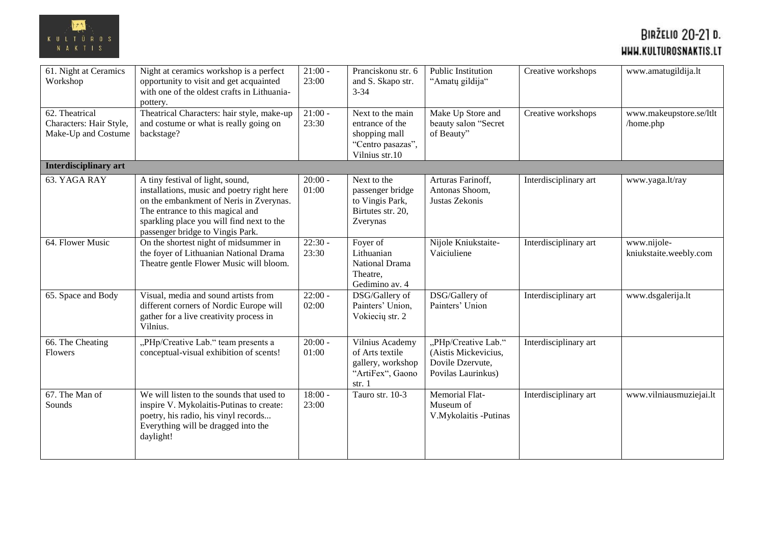| 61. Night at Ceramics Workshop | Night at ceramics workshop is a perfect opportunity to visit and get acquainted with one of the oldest crafts in Lithuania- pottery. | 21:00 - 23:00 | Pranciskonu str. 6 and S. Skapo str. 3-34 | Public Institution "Amatų gildija" | Creative workshops | www.amatugildija.lt |
|---|---|---|---|---|---|---|
| 62. Theatrical Characters: Hair Style, Make-Up and Costume | Theatrical Characters: hair style, make-up and costume or what is really going on backstage? | 21:00 - 23:30 | Next to the main entrance of the shopping mall "Centro pasazas", Vilnius str.10 | Make Up Store and beauty salon "Secret of Beauty" | Creative workshops | www.makeupstore.se/ltlt /home.php |
| **Interdisciplinary art** | | | | | | |
| 63. YAGA RAY | A tiny festival of light, sound, installations, music and poetry right here on the embankment of Neris in Zverynas. The entrance to this magical and sparkling place you will find next to the passenger bridge to Vingis Park. | 20:00 - 01:00 | Next to the passenger bridge to Vingis Park, Birtutes str. 20, Zverynas | Arturas Farinoff, Antonas Shoom, Justas Zekonis | Interdisciplinary art | www.yaga.lt/ray |
| 64. Flower Music | On the shortest night of midsummer in the foyer of Lithuanian National Drama Theatre gentle Flower Music will bloom. | 22:30 - 23:30 | Foyer of Lithuanian National Drama Theatre, Gedimino av. 4 | Nijole Kniukstaite-Vaiciuliene | Interdisciplinary art | www.nijole-kniukstaite.weebly.com |
| 65. Space and Body | Visual, media and sound artists from different corners of Nordic Europe will gather for a live creativity process in Vilnius. | 22:00 - 02:00 | DSG/Gallery of Painters' Union, Vokiečių str. 2 | DSG/Gallery of Painters' Union | Interdisciplinary art | www.dsgalerija.lt |
| 66. The Cheating Flowers | „PHp/Creative Lab." team presents a conceptual-visual exhibition of scents! | 20:00 - 01:00 | Vilnius Academy of Arts textile gallery, workshop "ArtiFex", Gaono str. 1 | „PHp/Creative Lab." (Aistis Mickevicius, Dovile Dzervute, Povilas Laurinkus) | Interdisciplinary art | |
| 67. The Man of Sounds | We will listen to the sounds that used to inspire V. Mykolaitis-Putinas to create: poetry, his radio, his vinyl records... Everything will be dragged into the daylight! | 18:00 - 23:00 | Tauro str. 10-3 | Memorial Flat-Museum of V.Mykolaitis -Putinas | Interdisciplinary art | www.vilniausmuziejai.lt |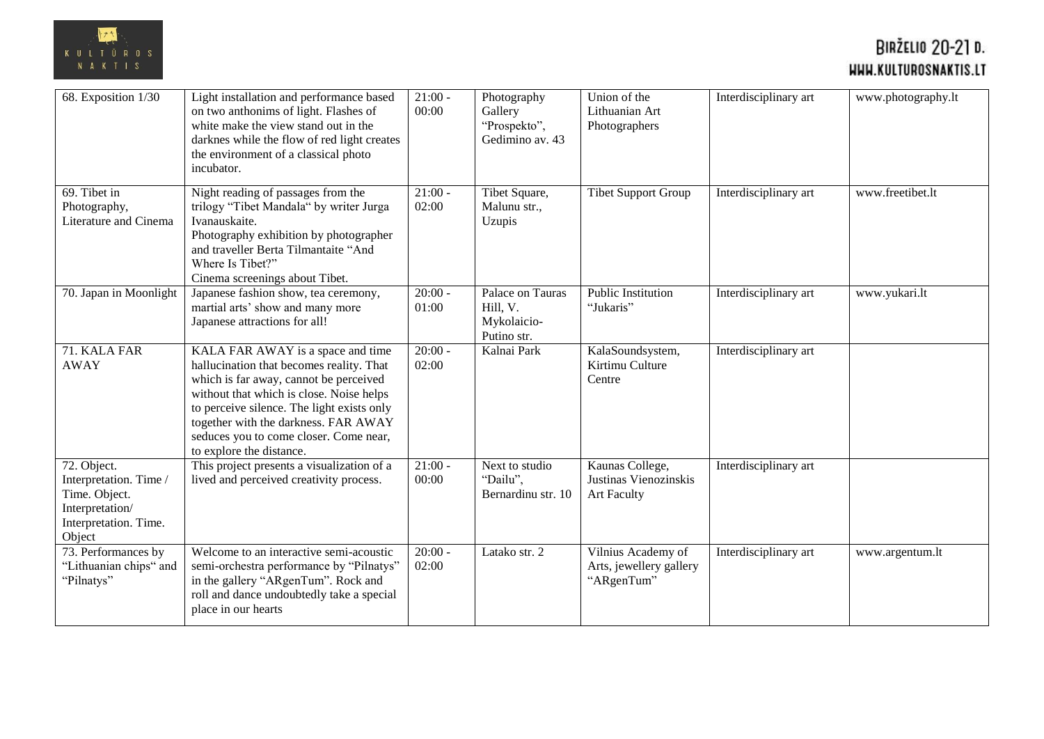| 68. Exposition 1/30 | Light installation and performance based on two anthonims of light. Flashes of white make the view stand out in the darknes while the flow of red light creates the environment of a classical photo incubator. | 21:00 - 00:00 | Photography Gallery "Prospekto", Gedimino av. 43 | Union of the Lithuanian Art Photographers | Interdisciplinary art | www.photography.lt |
|---|---|---|---|---|---|---|
| 69. Tibet in Photography, Literature and Cinema | Night reading of passages from the trilogy "Tibet Mandala" by writer Jurga Ivanauskaite. Photography exhibition by photographer and traveller Berta Tilmantaite "And Where Is Tibet?" Cinema screenings about Tibet. | 21:00 - 02:00 | Tibet Square, Malunu str., Uzupis | Tibet Support Group | Interdisciplinary art | www.freetibet.lt |
| 70. Japan in Moonlight | Japanese fashion show, tea ceremony, martial arts' show and many more Japanese attractions for all! | 20:00 - 01:00 | Palace on Tauras Hill, V. Mykolaicio-Putino str. | Public Institution "Jukaris" | Interdisciplinary art | www.yukari.lt |
| 71. KALA FAR AWAY | KALA FAR AWAY is a space and time hallucination that becomes reality. That which is far away, cannot be perceived without that which is close. Noise helps to perceive silence. The light exists only together with the darkness. FAR AWAY seduces you to come closer. Come near, to explore the distance. | 20:00 - 02:00 | Kalnai Park | KalaSoundsystem, Kirtimu Culture Centre | Interdisciplinary art | |
| 72. Object. Interpretation. Time / Time. Object. Interpretation/ Interpretation. Time. Object | This project presents a visualization of a lived and perceived creativity process. | 21:00 - 00:00 | Next to studio "Dailu", Bernardinu str. 10 | Kaunas College, Justinas Vienozinskis Art Faculty | Interdisciplinary art | |
| 73. Performances by "Lithuanian chips" and "Pilnatys" | Welcome to an interactive semi-acoustic semi-orchestra performance by "Pilnatys" in the gallery "ARgenTum". Rock and roll and dance undoubtedly take a special place in our hearts | 20:00 - 02:00 | Latako str. 2 | Vilnius Academy of Arts, jewellery gallery "ARgenTum" | Interdisciplinary art | www.argentum.lt |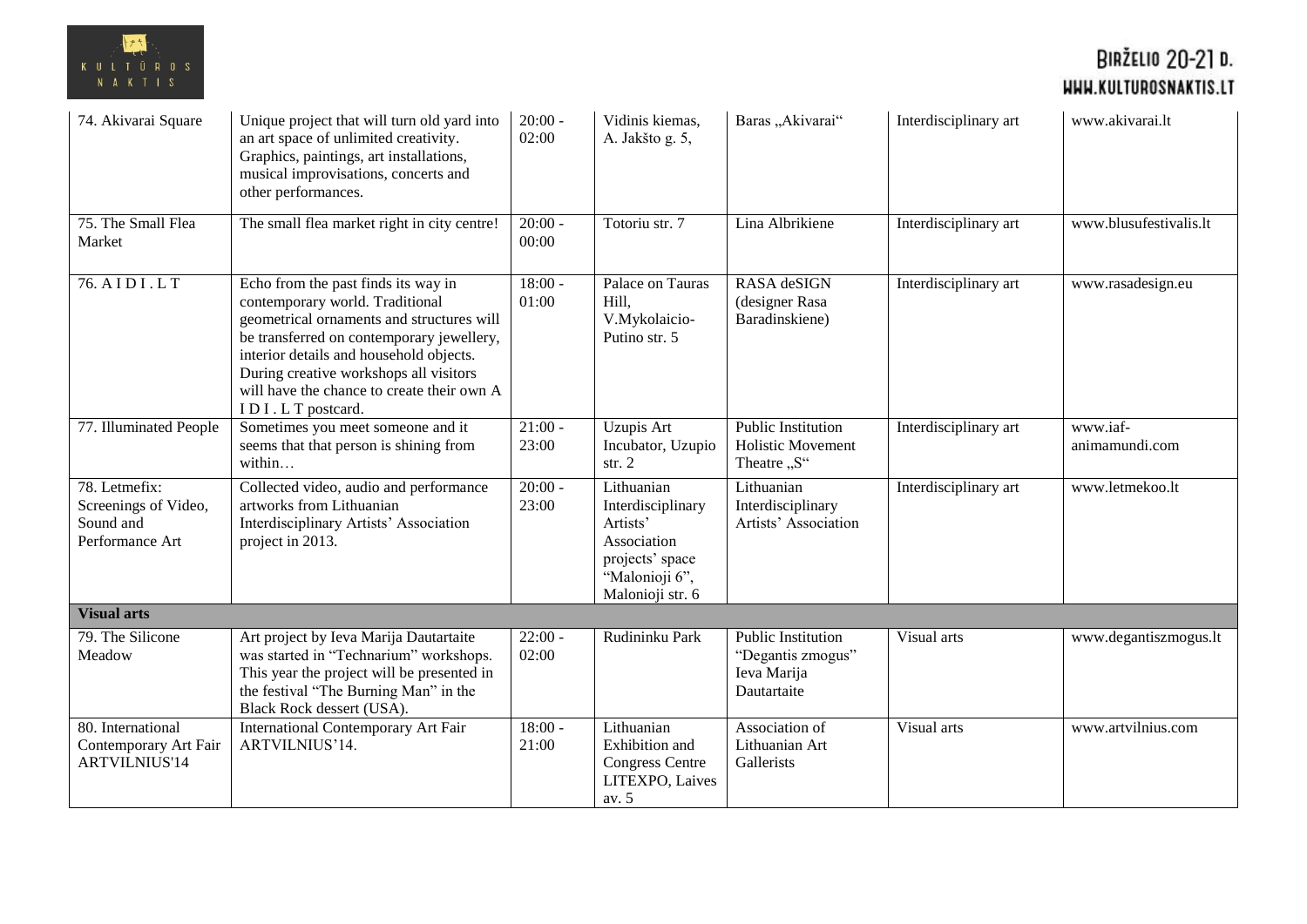| 74. Akivarai Square | Unique project that will turn old yard into an art space of unlimited creativity. Graphics, paintings, art installations, musical improvisations, concerts and other performances. | 20:00 - 02:00 | Vidinis kiemas, A. Jakšto g. 5, | Baras „Akivarai“ | Interdisciplinary art | www.akivarai.lt |
|---|---|---|---|---|---|---|
| 75. The Small Flea Market | The small flea market right in city centre! | 20:00 - 00:00 | Totoriu str. 7 | Lina Albrikiene | Interdisciplinary art | www.blusufestivalis.lt |
| 76. A I D I . L T | Echo from the past finds its way in contemporary world. Traditional geometrical ornaments and structures will be transferred on contemporary jewellery, interior details and household objects. During creative workshops all visitors will have the chance to create their own A I D I . L T postcard. | 18:00 - 01:00 | Palace on Tauras Hill, V.Mykolaicio-Putino str. 5 | RASA deSIGN (designer Rasa Baradinskiene) | Interdisciplinary art | www.rasadesign.eu |
| 77. Illuminated People | Sometimes you meet someone and it seems that that person is shining from within… | 21:00 - 23:00 | Uzupis Art Incubator, Uzupio str. 2 | Public Institution Holistic Movement Theatre „S“ | Interdisciplinary art | www.iaf-animamundi.com |
| 78. Letmefix: Screenings of Video, Sound and Performance Art | Collected video, audio and performance artworks from Lithuanian Interdisciplinary Artists' Association project in 2013. | 20:00 - 23:00 | Lithuanian Interdisciplinary Artists' Association projects' space "Malonioji 6", Malonioji str. 6 | Lithuanian Interdisciplinary Artists' Association | Interdisciplinary art | www.letmekoo.lt |
| **Visual arts** | | | | | | |
| 79. The Silicone Meadow | Art project by Ieva Marija Dautartaite was started in "Technarium" workshops. This year the project will be presented in the festival "The Burning Man" in the Black Rock dessert (USA). | 22:00 - 02:00 | Rudininku Park | Public Institution "Degantis zmogus" Ieva Marija Dautartaite | Visual arts | www.degantiszmogus.lt |
| 80. International Contemporary Art Fair ARTVILNIUS'14 | International Contemporary Art Fair ARTVILNIUS'14. | 18:00 - 21:00 | Lithuanian Exhibition and Congress Centre LITEXPO, Laives av. 5 | Association of Lithuanian Art Gallerists | Visual arts | www.artvilnius.com |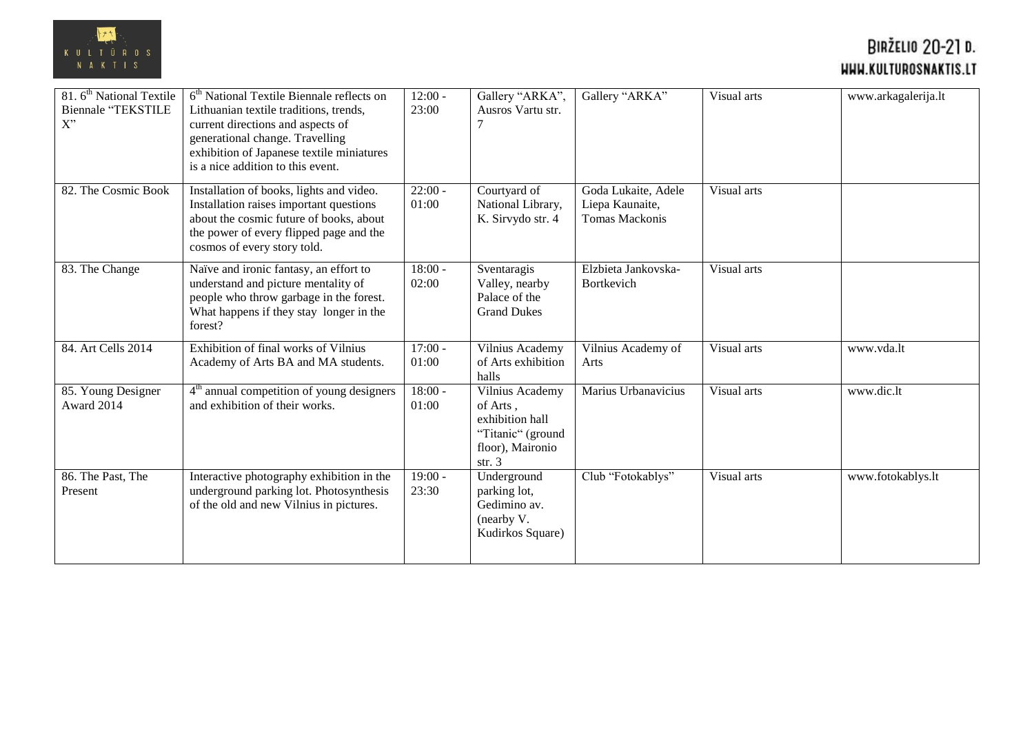| 81. 6th National Textile Biennale "TEKSTILE X" | 6th National Textile Biennale reflects on Lithuanian textile traditions, trends, current directions and aspects of generational change. Travelling exhibition of Japanese textile miniatures is a nice addition to this event. | 12:00 - 23:00 | Gallery "ARKA", Ausros Vartu str. 7 | Gallery "ARKA" | Visual arts | www.arkagalerija.lt |
|---|---|---|---|---|---|---|
| 82. The Cosmic Book | Installation of books, lights and video. Installation raises important questions about the cosmic future of books, about the power of every flipped page and the cosmos of every story told. | 22:00 - 01:00 | Courtyard of National Library, K. Sirvydo str. 4 | Goda Lukaite, Adele Liepa Kaunaite, Tomas Mackonis | Visual arts | |
| 83. The Change | Naïve and ironic fantasy, an effort to understand and picture mentality of people who throw garbage in the forest. What happens if they stay longer in the forest? | 18:00 - 02:00 | Sventaragis Valley, nearby Palace of the Grand Dukes | Elzbieta Jankovska-Bortkevich | Visual arts | |
| 84. Art Cells 2014 | Exhibition of final works of Vilnius Academy of Arts BA and MA students. | 17:00 - 01:00 | Vilnius Academy of Arts exhibition halls | Vilnius Academy of Arts | Visual arts | www.vda.lt |
| 85. Young Designer Award 2014 | 4th annual competition of young designers and exhibition of their works. | 18:00 - 01:00 | Vilnius Academy of Arts , exhibition hall "Titanic" (ground floor), Maironio str. 3 | Marius Urbanavicius | Visual arts | www.dic.lt |
| 86. The Past, The Present | Interactive photography exhibition in the underground parking lot. Photosynthesis of the old and new Vilnius in pictures. | 19:00 - 23:30 | Underground parking lot, Gedimino av. (nearby V. Kudirkos Square) | Club "Fotokablys" | Visual arts | www.fotokablys.lt |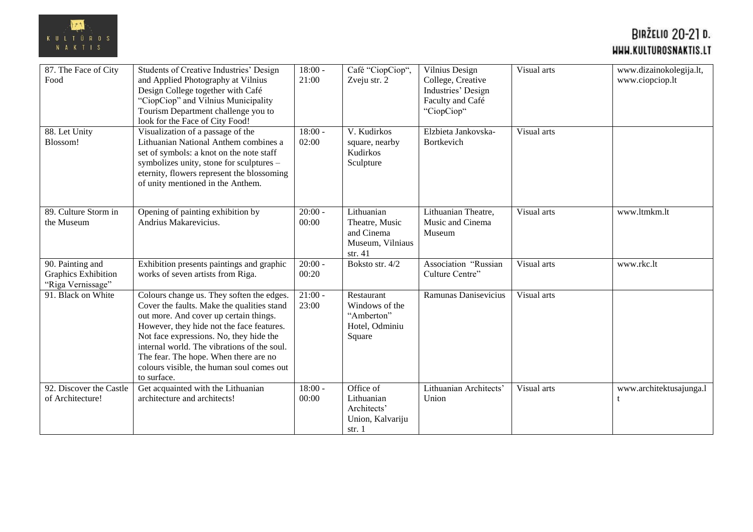| | | | | | | |
|---|---|---|---|---|---|---|
| 87. The Face of City Food | Students of Creative Industries' Design and Applied Photography at Vilnius Design College together with Café "CiopCiop" and Vilnius Municipality Tourism Department challenge you to look for the Face of City Food! | 18:00 - 21:00 | Café "CiopCiop", Zveju str. 2 | Vilnius Design College, Creative Industries' Design Faculty and Café "CiopCiop" | Visual arts | www.dizainokolegija.lt, www.ciopciop.lt |
| 88. Let Unity Blossom! | Visualization of a passage of the Lithuanian National Anthem combines a set of symbols: a knot on the note staff symbolizes unity, stone for sculptures – eternity, flowers represent the blossoming of unity mentioned in the Anthem. | 18:00 - 02:00 | V. Kudirkos square, nearby Kudirkos Sculpture | Elzbieta Jankovska-Bortkevich | Visual arts | |
| 89. Culture Storm in the Museum | Opening of painting exhibition by Andrius Makarevicius. | 20:00 - 00:00 | Lithuanian Theatre, Music and Cinema Museum, Vilniaus str. 41 | Lithuanian Theatre, Music and Cinema Museum | Visual arts | www.ltmkm.lt |
| 90. Painting and Graphics Exhibition "Riga Vernissage" | Exhibition presents paintings and graphic works of seven artists from Riga. | 20:00 - 00:20 | Boksto str. 4/2 | Association "Russian Culture Centre" | Visual arts | www.rkc.lt |
| 91. Black on White | Colours change us. They soften the edges. Cover the faults. Make the qualities stand out more. And cover up certain things. However, they hide not the face features. Not face expressions. No, they hide the internal world. The vibrations of the soul. The fear. The hope. When there are no colours visible, the human soul comes out to surface. | 21:00 - 23:00 | Restaurant Windows of the "Amberton" Hotel, Odminiu Square | Ramunas Danisevicius | Visual arts | |
| 92. Discover the Castle of Architecture! | Get acquainted with the Lithuanian architecture and architects! | 18:00 - 00:00 | Office of Lithuanian Architects' Union, Kalvariju str. 1 | Lithuanian Architects' Union | Visual arts | www.architektusajunga.lt |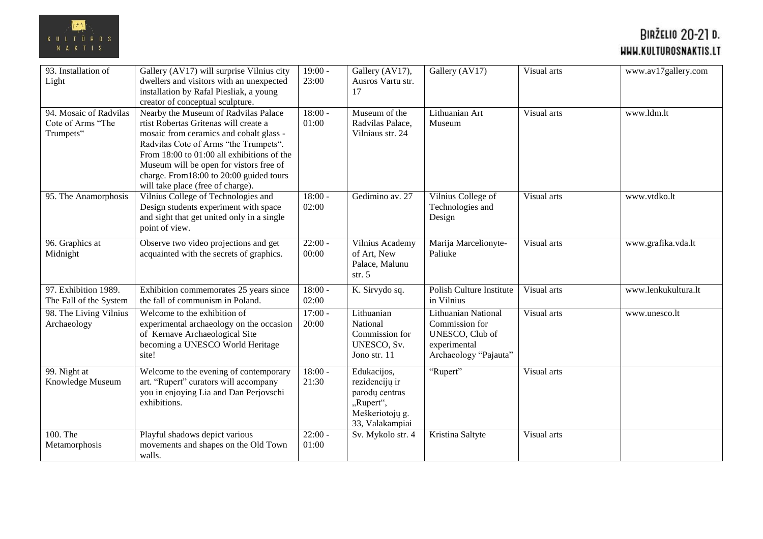| 93. Installation of Light | Gallery (AV17) will surprise Vilnius city dwellers and visitors with an unexpected installation by Rafal Piesliak, a young creator of conceptual sculpture. | 19:00 - 23:00 | Gallery (AV17), Ausros Vartu str. 17 | Gallery (AV17) | Visual arts | www.av17gallery.com |
|---|---|---|---|---|---|---|
| 94. Mosaic of Radvilas Cote of Arms "The Trumpets" | Nearby the Museum of Radvilas Palace rtist Robertas Gritenas will create a mosaic from ceramics and cobalt glass - Radvilas Cote of Arms "the Trumpets". From 18:00 to 01:00 all exhibitions of the Museum will be open for vistors free of charge. From18:00 to 20:00 guided tours will take place (free of charge). | 18:00 - 01:00 | Museum of the Radvilas Palace, Vilniaus str. 24 | Lithuanian Art Museum | Visual arts | www.ldm.lt |
| 95. The Anamorphosis | Vilnius College of Technologies and Design students experiment with space and sight that get united only in a single point of view. | 18:00 - 02:00 | Gedimino av. 27 | Vilnius College of Technologies and Design | Visual arts | www.vtdko.lt |
| 96. Graphics at Midnight | Observe two video projections and get acquainted with the secrets of graphics. | 22:00 - 00:00 | Vilnius Academy of Art, New Palace, Malunu str. 5 | Marija Marcelionyte-Paliuke | Visual arts | www.grafika.vda.lt |
| 97. Exhibition 1989. The Fall of the System | Exhibition commemorates 25 years since the fall of communism in Poland. | 18:00 - 02:00 | K. Sirvydo sq. | Polish Culture Institute in Vilnius | Visual arts | www.lenkukultura.lt |
| 98. The Living Vilnius Archaeology | Welcome to the exhibition of experimental archaeology on the occasion of Kernave Archaeological Site becoming a UNESCO World Heritage site! | 17:00 - 20:00 | Lithuanian National Commission for UNESCO, Sv. Jono str. 11 | Lithuanian National Commission for UNESCO, Club of experimental Archaeology "Pajauta" | Visual arts | www.unesco.lt |
| 99. Night at Knowledge Museum | Welcome to the evening of contemporary art. "Rupert" curators will accompany you in enjoying Lia and Dan Perjovschi exhibitions. | 18:00 - 21:30 | Edukacijos, rezidencijų ir parodų centras „Rupert", Meškeriotojų g. 33, Valakampiai | "Rupert" | Visual arts | |
| 100. The Metamorphosis | Playful shadows depict various movements and shapes on the Old Town walls. | 22:00 - 01:00 | Sv. Mykolo str. 4 | Kristina Saltyte | Visual arts | |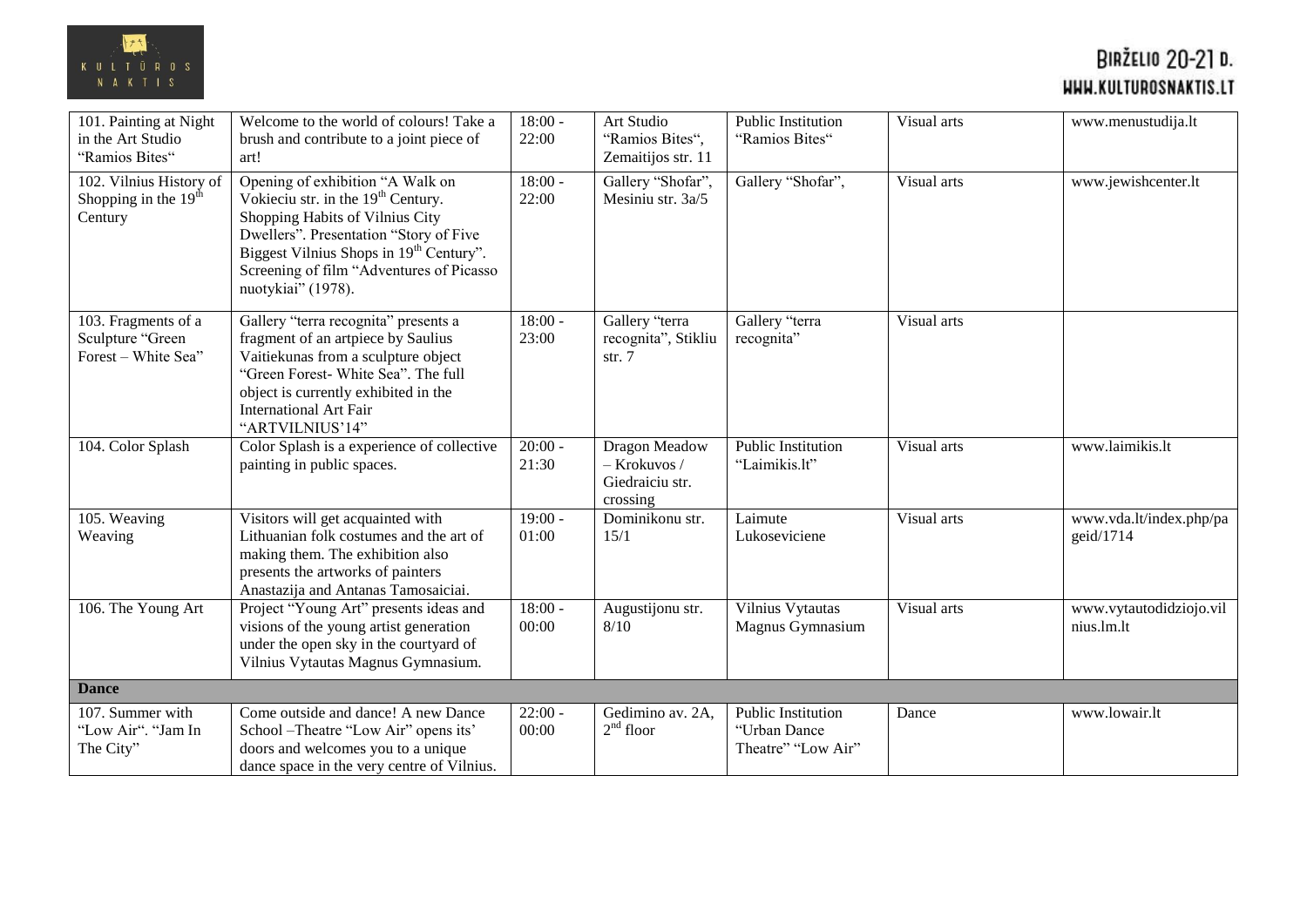| 101. Painting at Night in the Art Studio "Ramios Bites" | Welcome to the world of colours! Take a brush and contribute to a joint piece of art! | 18:00 - 22:00 | Art Studio "Ramios Bites", Zemaitijos str. 11 | Public Institution "Ramios Bites" | Visual arts | www.menustudija.lt |
|---|---|---|---|---|---|---|
| 102. Vilnius History of Shopping in the 19th Century | Opening of exhibition "A Walk on Vokieciu str. in the 19th Century. Shopping Habits of Vilnius City Dwellers". Presentation "Story of Five Biggest Vilnius Shops in 19th Century". Screening of film "Adventures of Picasso nuotykiai" (1978). | 18:00 - 22:00 | Gallery "Shofar", Mesiniu str. 3a/5 | Gallery "Shofar", | Visual arts | www.jewishcenter.lt |
| 103. Fragments of a Sculpture "Green Forest – White Sea" | Gallery "terra recognita" presents a fragment of an artpiece by Saulius Vaitiekunas from a sculpture object "Green Forest- White Sea". The full object is currently exhibited in the International Art Fair "ARTVILNIUS'14" | 18:00 - 23:00 | Gallery "terra recognita", Stikliu str. 7 | Gallery "terra recognita" | Visual arts | |
| 104. Color Splash | Color Splash is a experience of collective painting in public spaces. | 20:00 - 21:30 | Dragon Meadow – Krokuvos / Giedraiciu str. crossing | Public Institution "Laimikis.lt" | Visual arts | www.laimikis.lt |
| 105. Weaving Weaving | Visitors will get acquainted with Lithuanian folk costumes and the art of making them. The exhibition also presents the artworks of painters Anastazija and Antanas Tamosaiciai. | 19:00 - 01:00 | Dominikonu str. 15/1 | Laimute Lukoseviciene | Visual arts | www.vda.lt/index.php/pageid/1714 |
| 106. The Young Art | Project "Young Art" presents ideas and visions of the young artist generation under the open sky in the courtyard of Vilnius Vytautas Magnus Gymnasium. | 18:00 - 00:00 | Augustijonu str. 8/10 | Vilnius Vytautas Magnus Gymnasium | Visual arts | www.vytautodidziojo.vilnius.lm.lt |
| **Dance** | | | | | | |
| 107. Summer with "Low Air". "Jam In The City" | Come outside and dance! A new Dance School –Theatre "Low Air" opens its' doors and welcomes you to a unique dance space in the very centre of Vilnius. | 22:00 - 00:00 | Gedimino av. 2A, 2nd floor | Public Institution "Urban Dance Theatre" "Low Air" | Dance | www.lowair.lt |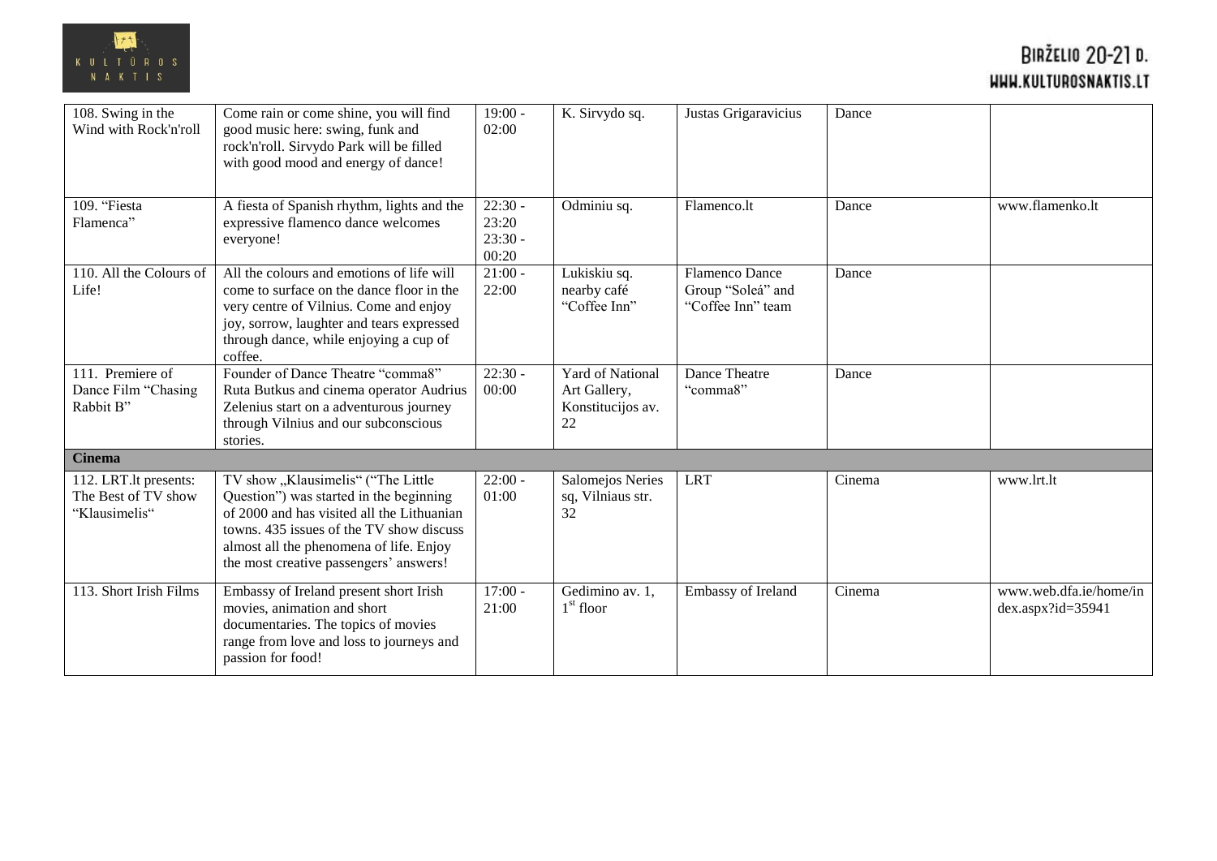| 108. Swing in the Wind with Rock'n'roll | Come rain or come shine, you will find good music here: swing, funk and rock'n'roll. Sirvydo Park will be filled with good mood and energy of dance! | 19:00 - 02:00 | K. Sirvydo sq. | Justas Grigaravicius | Dance | |
|---|---|---|---|---|---|---|
| 109. "Fiesta Flamenca" | A fiesta of Spanish rhythm, lights and the expressive flamenco dance welcomes everyone! | 22:30 - 23:20 23:30 - 00:20 | Odminiu sq. | Flamenco.lt | Dance | www.flamenko.lt |
| 110. All the Colours of Life! | All the colours and emotions of life will come to surface on the dance floor in the very centre of Vilnius. Come and enjoy joy, sorrow, laughter and tears expressed through dance, while enjoying a cup of coffee. | 21:00 - 22:00 | Lukiskiu sq. nearby café "Coffee Inn" | Flamenco Dance Group "Soleá" and "Coffee Inn" team | Dance | |
| 111. Premiere of Dance Film "Chasing Rabbit B" | Founder of Dance Theatre "comma8" Ruta Butkus and cinema operator Audrius Zelenius start on a adventurous journey through Vilnius and our subconscious stories. | 22:30 - 00:00 | Yard of National Art Gallery, Konstitucijos av. 22 | Dance Theatre "comma8" | Dance | |
| **Cinema** | | | | | | |
| 112. LRT.lt presents: The Best of TV show "Klausimelis" | TV show „Klausimelis" ("The Little Question") was started in the beginning of 2000 and has visited all the Lithuanian towns. 435 issues of the TV show discuss almost all the phenomena of life. Enjoy the most creative passengers' answers! | 22:00 - 01:00 | Salomejos Neries sq, Vilniaus str. 32 | LRT | Cinema | www.lrt.lt |
| 113. Short Irish Films | Embassy of Ireland present short Irish movies, animation and short documentaries. The topics of movies range from love and loss to journeys and passion for food! | 17:00 - 21:00 | Gedimino av. 1, 1st floor | Embassy of Ireland | Cinema | www.web.dfa.ie/home/index.aspx?id=35941 |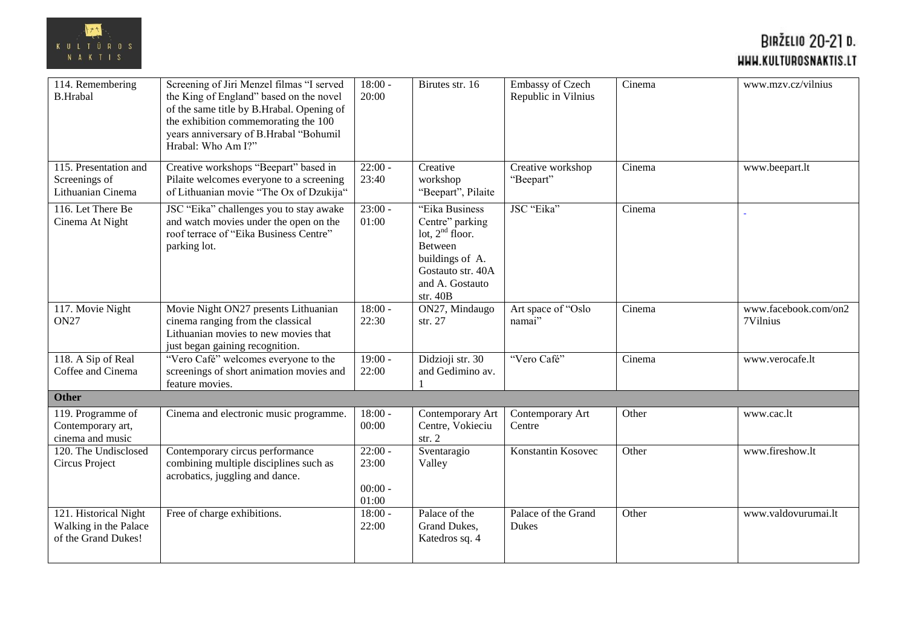| 114. Remembering B.Hrabal | Screening of Jiri Menzel filmas "I served the King of England" based on the novel of the same title by B.Hrabal. Opening of the exhibition commemorating the 100 years anniversary of B.Hrabal "Bohumil Hrabal: Who Am I?" | 18:00 - 20:00 | Birutes str. 16 | Embassy of Czech Republic in Vilnius | Cinema | www.mzv.cz/vilnius |
|---|---|---|---|---|---|---|
| 115. Presentation and Screenings of Lithuanian Cinema | Creative workshops "Beepart" based in Pilaite welcomes everyone to a screening of Lithuanian movie "The Ox of Dzukija" | 22:00 - 23:40 | Creative workshop "Beepart", Pilaite | Creative workshop "Beepart" | Cinema | www.beepart.lt |
| 116. Let There Be Cinema At Night | JSC "Eika" challenges you to stay awake and watch movies under the open on the roof terrace of "Eika Business Centre" parking lot. | 23:00 - 01:00 | "Eika Business Centre" parking lot, 2nd floor. Between buildings of A. Gostauto str. 40A and A. Gostauto str. 40B | JSC "Eika" | Cinema | - |
| 117. Movie Night ON27 | Movie Night ON27 presents Lithuanian cinema ranging from the classical Lithuanian movies to new movies that just began gaining recognition. | 18:00 - 22:30 | ON27, Mindaugo str. 27 | Art space of "Oslo namai" | Cinema | www.facebook.com/on27Vilnius |
| 118. A Sip of Real Coffee and Cinema | "Vero Café" welcomes everyone to the screenings of short animation movies and feature movies. | 19:00 - 22:00 | Didzioji str. 30 and Gedimino av. 1 | "Vero Café" | Cinema | www.verocafe.lt |
| **Other** | | | | | | |
| 119. Programme of Contemporary art, cinema and music | Cinema and electronic music programme. | 18:00 - 00:00 | Contemporary Art Centre, Vokieciu str. 2 | Contemporary Art Centre | Other | www.cac.lt |
| 120. The Undisclosed Circus Project | Contemporary circus performance combining multiple disciplines such as acrobatics, juggling and dance. | 22:00 - 23:00<br>00:00 - 01:00 | Sventaragio Valley | Konstantin Kosovec | Other | www.fireshow.lt |
| 121. Historical Night Walking in the Palace of the Grand Dukes! | Free of charge exhibitions. | 18:00 - 22:00 | Palace of the Grand Dukes, Katedros sq. 4 | Palace of the Grand Dukes | Other | www.valdovurumai.lt |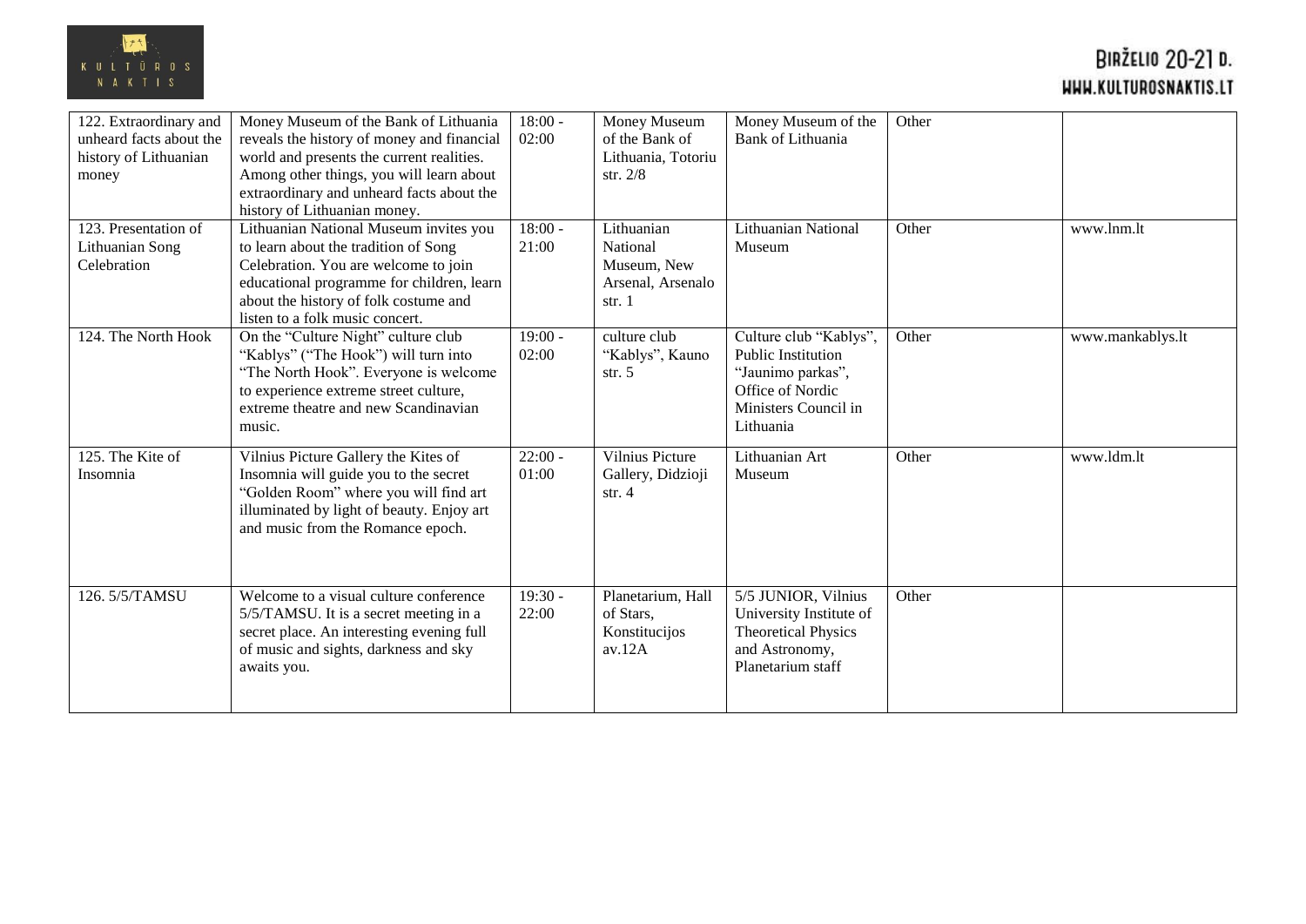| 122. Extraordinary and unheard facts about the history of Lithuanian money | Money Museum of the Bank of Lithuania reveals the history of money and financial world and presents the current realities. Among other things, you will learn about extraordinary and unheard facts about the history of Lithuanian money. | 18:00 - 02:00 | Money Museum of the Bank of Lithuania, Totoriu str. 2/8 | Money Museum of the Bank of Lithuania | Other | |
|---|---|---|---|---|---|---|
| 123. Presentation of Lithuanian Song Celebration | Lithuanian National Museum invites you to learn about the tradition of Song Celebration. You are welcome to join educational programme for children, learn about the history of folk costume and listen to a folk music concert. | 18:00 - 21:00 | Lithuanian National Museum, New Arsenal, Arsenalo str. 1 | Lithuanian National Museum | Other | www.lnm.lt |
| 124. The North Hook | On the "Culture Night" culture club "Kablys" ("The Hook") will turn into "The North Hook". Everyone is welcome to experience extreme street culture, extreme theatre and new Scandinavian music. | 19:00 - 02:00 | culture club "Kablys", Kauno str. 5 | Culture club "Kablys", Public Institution "Jaunimo parkas", Office of Nordic Ministers Council in Lithuania | Other | www.mankablys.lt |
| 125. The Kite of Insomnia | Vilnius Picture Gallery the Kites of Insomnia will guide you to the secret "Golden Room" where you will find art illuminated by light of beauty. Enjoy art and music from the Romance epoch. | 22:00 - 01:00 | Vilnius Picture Gallery, Didzioji str. 4 | Lithuanian Art Museum | Other | www.ldm.lt |
| 126. 5/5/TAMSU | Welcome to a visual culture conference 5/5/TAMSU. It is a secret meeting in a secret place. An interesting evening full of music and sights, darkness and sky awaits you. | 19:30 - 22:00 | Planetarium, Hall of Stars, Konstitucijos av.12A | 5/5 JUNIOR, Vilnius University Institute of Theoretical Physics and Astronomy, Planetarium staff | Other | |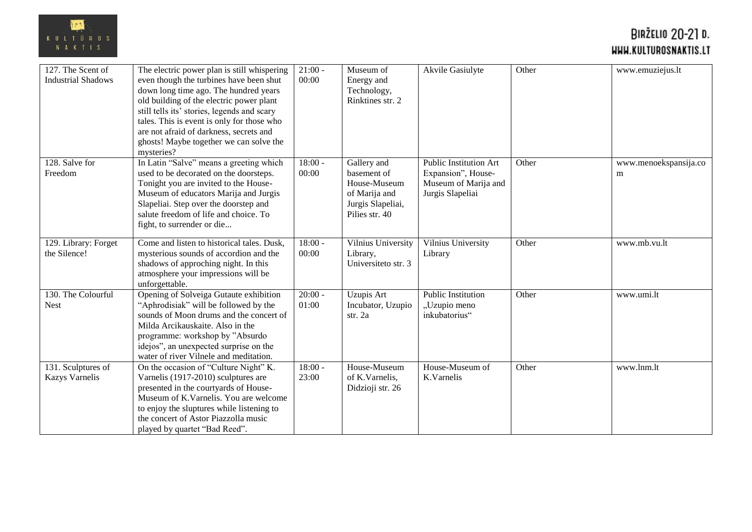| 127. The Scent of Industrial Shadows | The electric power plan is still whispering even though the turbines have been shut down long time ago. The hundred years old building of the electric power plant still tells its' stories, legends and scary tales. This is event is only for those who are not afraid of darkness, secrets and ghosts! Maybe together we can solve the mysteries? | 21:00 - 00:00 | Museum of Energy and Technology, Rinktines str. 2 | Akvile Gasiulyte | Other | www.emuziejus.lt |
|---|---|---|---|---|---|---|
| 128. Salve for Freedom | In Latin "Salve" means a greeting which used to be decorated on the doorsteps. Tonight you are invited to the House-Museum of educators Marija and Jurgis Slapeliai. Step over the doorstep and salute freedom of life and choice. To fight, to surrender or die... | 18:00 - 00:00 | Gallery and basement of House-Museum of Marija and Jurgis Slapeliai, Pilies str. 40 | Public Institution Art Expansion", House-Museum of Marija and Jurgis Slapeliai | Other | www.menoekspansija.com |
| 129. Library: Forget the Silence! | Come and listen to historical tales. Dusk, mysterious sounds of accordion and the shadows of approching night. In this atmosphere your impressions will be unforgettable. | 18:00 - 00:00 | Vilnius University Library, Universiteto str. 3 | Vilnius University Library | Other | www.mb.vu.lt |
| 130. The Colourful Nest | Opening of Solveiga Gutaute exhibition "Aphrodisiak" will be followed by the sounds of Moon drums and the concert of Milda Arcikauskaite. Also in the programme: workshop by "Absurdo idejos", an unexpected surprise on the water of river Vilnele and meditation. | 20:00 - 01:00 | Uzupis Art Incubator, Uzupio str. 2a | Public Institution „Uzupio meno inkubatorius" | Other | www.umi.lt |
| 131. Sculptures of Kazys Varnelis | On the occasion of "Culture Night" K. Varnelis (1917-2010) sculptures are presented in the courtyards of House-Museum of K.Varnelis. You are welcome to enjoy the sluptures while listening to the concert of Astor Piazzolla music played by quartet "Bad Reed". | 18:00 - 23:00 | House-Museum of K.Varnelis, Didzioji str. 26 | House-Museum of K.Varnelis | Other | www.lnm.lt |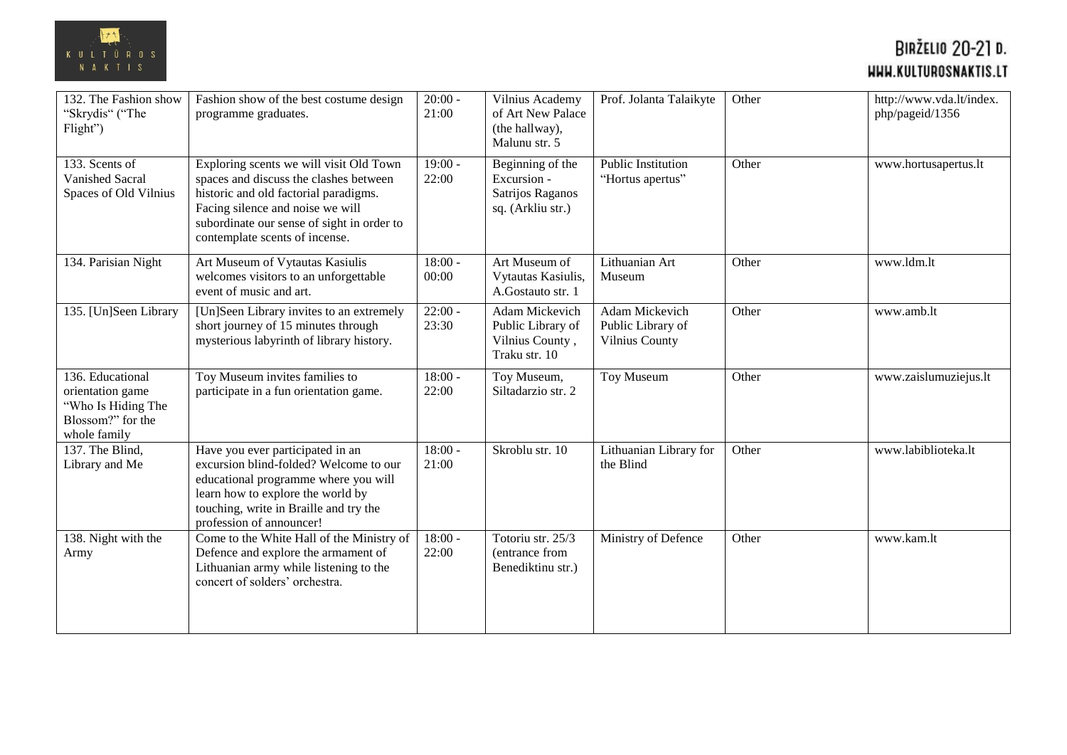| | | | | | | |
|---|---|---|---|---|---|---|
| 132. The Fashion show "Skrydis" ("The Flight") | Fashion show of the best costume design programme graduates. | 20:00 - 21:00 | Vilnius Academy of Art New Palace (the hallway), Malunu str. 5 | Prof. Jolanta Talaikyte | Other | http://www.vda.lt/index.php/pageid/1356 |
| 133. Scents of Vanished Sacral Spaces of Old Vilnius | Exploring scents we will visit Old Town spaces and discuss the clashes between historic and old factorial paradigms. Facing silence and noise we will subordinate our sense of sight in order to contemplate scents of incense. | 19:00 - 22:00 | Beginning of the Excursion - Satrijos Raganos sq. (Arkliu str.) | Public Institution "Hortus apertus" | Other | www.hortusapertus.lt |
| 134. Parisian Night | Art Museum of Vytautas Kasiulis welcomes visitors to an unforgettable event of music and art. | 18:00 - 00:00 | Art Museum of Vytautas Kasiulis, A.Gostauto str. 1 | Lithuanian Art Museum | Other | www.ldm.lt |
| 135. [Un]Seen Library | [Un]Seen Library invites to an extremely short journey of 15 minutes through mysterious labyrinth of library history. | 22:00 - 23:30 | Adam Mickevich Public Library of Vilnius County , Traku str. 10 | Adam Mickevich Public Library of Vilnius County | Other | www.amb.lt |
| 136. Educational orientation game "Who Is Hiding The Blossom?" for the whole family | Toy Museum invites families to participate in a fun orientation game. | 18:00 - 22:00 | Toy Museum, Siltadarzio str. 2 | Toy Museum | Other | www.zaislumuziejus.lt |
| 137. The Blind, Library and Me | Have you ever participated in an excursion blind-folded? Welcome to our educational programme where you will learn how to explore the world by touching, write in Braille and try the profession of announcer! | 18:00 - 21:00 | Skroblu str. 10 | Lithuanian Library for the Blind | Other | www.labiblioteka.lt |
| 138. Night with the Army | Come to the White Hall of the Ministry of Defence and explore the armament of Lithuanian army while listening to the concert of solders' orchestra. | 18:00 - 22:00 | Totoriu str. 25/3 (entrance from Benediktinu str.) | Ministry of Defence | Other | www.kam.lt |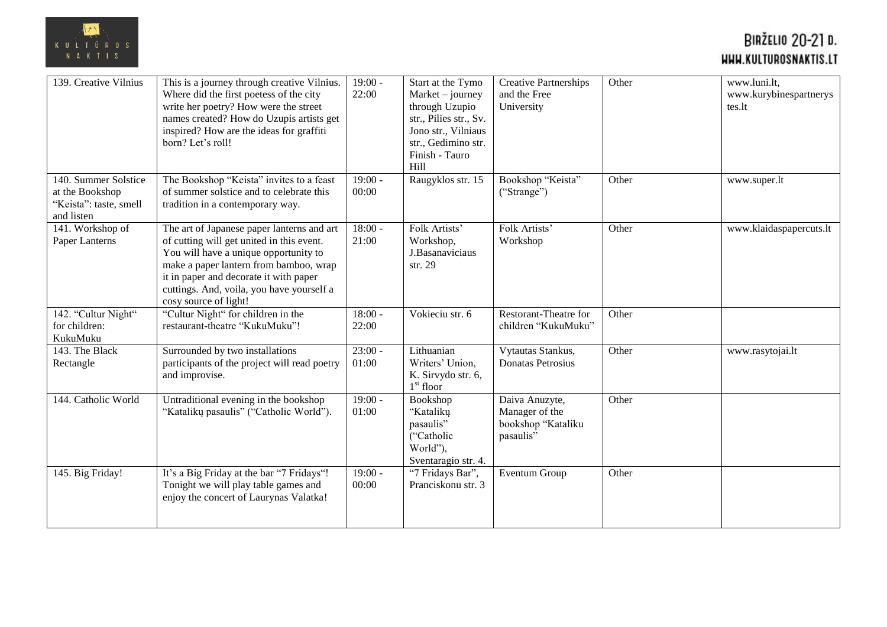| 139. Creative Vilnius | This is a journey through creative Vilnius. Where did the first poetess of the city write her poetry? How were the street names created? How do Uzupis artists get inspired? How are the ideas for graffiti born? Let's roll! | 19:00 - 22:00 | Start at the Tymo Market – journey through Uzupio str., Pilies str., Sv. Jono str., Vilniaus str., Gedimino str. Finish - Tauro Hill | Creative Partnerships and the Free University | Other | www.luni.lt, www.kurybinespartnerystes.lt |
|---|---|---|---|---|---|---|
| 140. Summer Solstice at the Bookshop "Keista": taste, smell and listen | The Bookshop "Keista" invites to a feast of summer solstice and to celebrate this tradition in a contemporary way. | 19:00 - 00:00 | Raugyklos str. 15 | Bookshop "Keista" ("Strange") | Other | www.super.lt |
| 141. Workshop of Paper Lanterns | The art of Japanese paper lanterns and art of cutting will get united in this event. You will have a unique opportunity to make a paper lantern from bamboo, wrap it in paper and decorate it with paper cuttings. And, voila, you have yourself a cosy source of light! | 18:00 - 21:00 | Folk Artists' Workshop, J.Basanaviciaus str. 29 | Folk Artists' Workshop | Other | www.klaidaspapercuts.lt |
| 142. "Cultur Night" for children: KukuMuku | "Cultur Night" for children in the restaurant-theatre "KukuMuku"! | 18:00 - 22:00 | Vokieciu str. 6 | Restorant-Theatre for children "KukuMuku" | Other | |
| 143. The Black Rectangle | Surrounded by two installations participants of the project will read poetry and improvise. | 23:00 - 01:00 | Lithuanian Writers' Union, K. Sirvydo str. 6, 1st floor | Vytautas Stankus, Donatas Petrosius | Other | www.rasytojai.lt |
| 144. Catholic World | Untraditional evening in the bookshop "Katalikų pasaulis" ("Catholic World"). | 19:00 - 01:00 | Bookshop "Katalikų pasaulis" ("Catholic World"), Sventaragio str. 4. | Daiva Anuzyte, Manager of the bookshop "Kataliku pasaulis" | Other | |
| 145. Big Friday! | It's a Big Friday at the bar "7 Fridays"! Tonight we will play table games and enjoy the concert of Laurynas Valatka! | 19:00 - 00:00 | "7 Fridays Bar", Pranciskonu str. 3 | Eventum Group | Other | |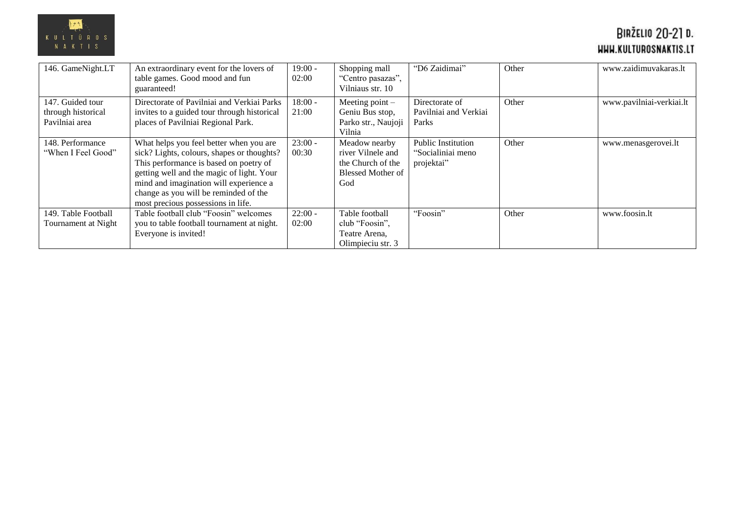| | | | | | | |
|---|---|---|---|---|---|---|
| 146. GameNight.LT | An extraordinary event for the lovers of table games. Good mood and fun guaranteed! | 19:00 - 02:00 | Shopping mall "Centro pasazas", Vilniaus str. 10 | "D6 Zaidimai" | Other | www.zaidimuvakaras.lt |
| 147. Guided tour through historical Pavilniai area | Directorate of Pavilniai and Verkiai Parks invites to a guided tour through historical places of Pavilniai Regional Park. | 18:00 - 21:00 | Meeting point – Geniu Bus stop, Parko str., Naujoji Vilnia | Directorate of Pavilniai and Verkiai Parks | Other | www.pavilniai-verkiai.lt |
| 148. Performance "When I Feel Good" | What helps you feel better when you are sick? Lights, colours, shapes or thoughts? This performance is based on poetry of getting well and the magic of light. Your mind and imagination will experience a change as you will be reminded of the most precious possessions in life. | 23:00 - 00:30 | Meadow nearby river Vilnele and the Church of the Blessed Mother of God | Public Institution "Socialiniai meno projektai" | Other | www.menasgerovei.lt |
| 149. Table Football Tournament at Night | Table football club "Foosin" welcomes you to table football tournament at night. Everyone is invited! | 22:00 - 02:00 | Table football club "Foosin", Teatre Arena, Olimpieciu str. 3 | "Foosin" | Other | www.foosin.lt |